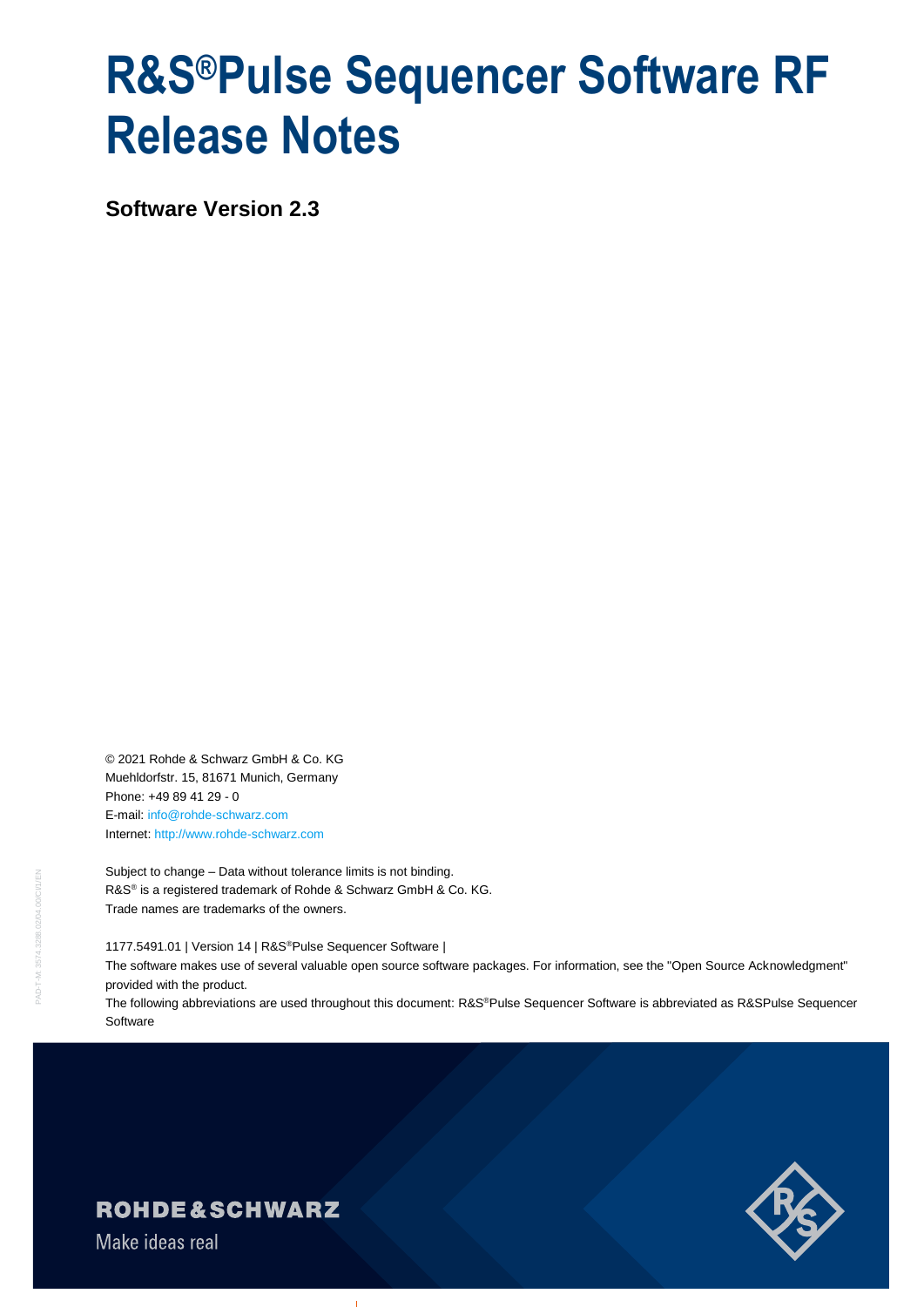# R&S®Pulse Sequencer Software RF Release Notes

**Software Version 2.3**

© 2021 Rohde & Schwarz GmbH & Co. KG
Muehldorfstr. 15, 81671 Munich, Germany
Phone: +49 89 41 29 - 0
E-mail: info@rohde-schwarz.com
Internet: http://www.rohde-schwarz.com

Subject to change – Data without tolerance limits is not binding.
R&S® is a registered trademark of Rohde & Schwarz GmbH & Co. KG.
Trade names are trademarks of the owners.

1177.5491.01 | Version 14 | R&S®Pulse Sequencer Software |

The software makes use of several valuable open source software packages. For information, see the "Open Source Acknowledgment" provided with the product.

The following abbreviations are used throughout this document: R&S®Pulse Sequencer Software is abbreviated as R&SPulse Sequencer Software

ROHDE&SCHWARZ

Make ideas real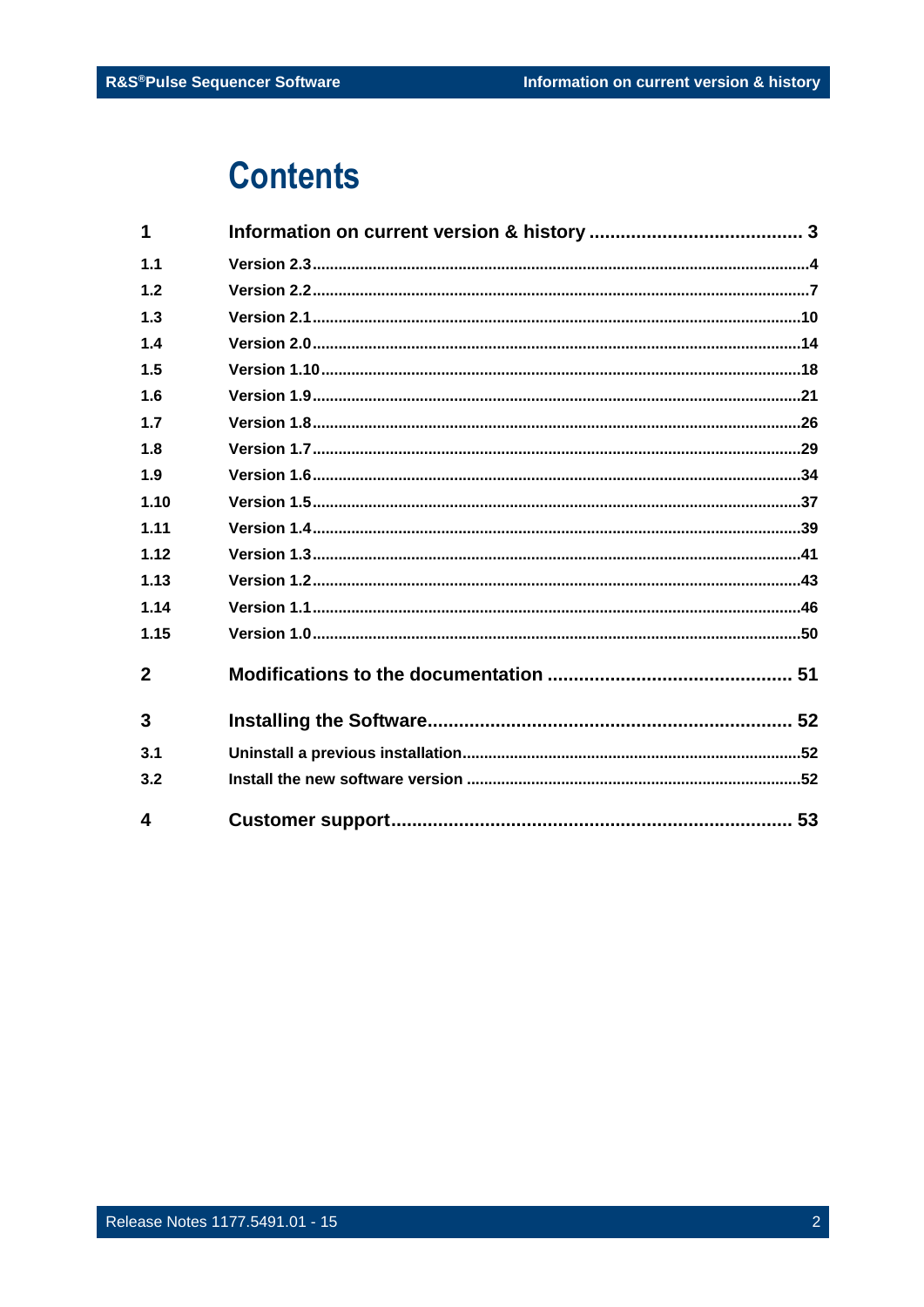# Contents

| | | |
|---|---|---|
| **1** | **Information on current version & history** | **3** |
| 1.1 | Version 2.3 | 4 |
| 1.2 | Version 2.2 | 7 |
| 1.3 | Version 2.1 | 10 |
| 1.4 | Version 2.0 | 14 |
| 1.5 | Version 1.10 | 18 |
| 1.6 | Version 1.9 | 21 |
| 1.7 | Version 1.8 | 26 |
| 1.8 | Version 1.7 | 29 |
| 1.9 | Version 1.6 | 34 |
| 1.10 | Version 1.5 | 37 |
| 1.11 | Version 1.4 | 39 |
| 1.12 | Version 1.3 | 41 |
| 1.13 | Version 1.2 | 43 |
| 1.14 | Version 1.1 | 46 |
| 1.15 | Version 1.0 | 50 |
| **2** | **Modifications to the documentation** | **51** |
| **3** | **Installing the Software** | **52** |
| 3.1 | Uninstall a previous installation | 52 |
| 3.2 | Install the new software version | 52 |
| **4** | **Customer support** | **53** |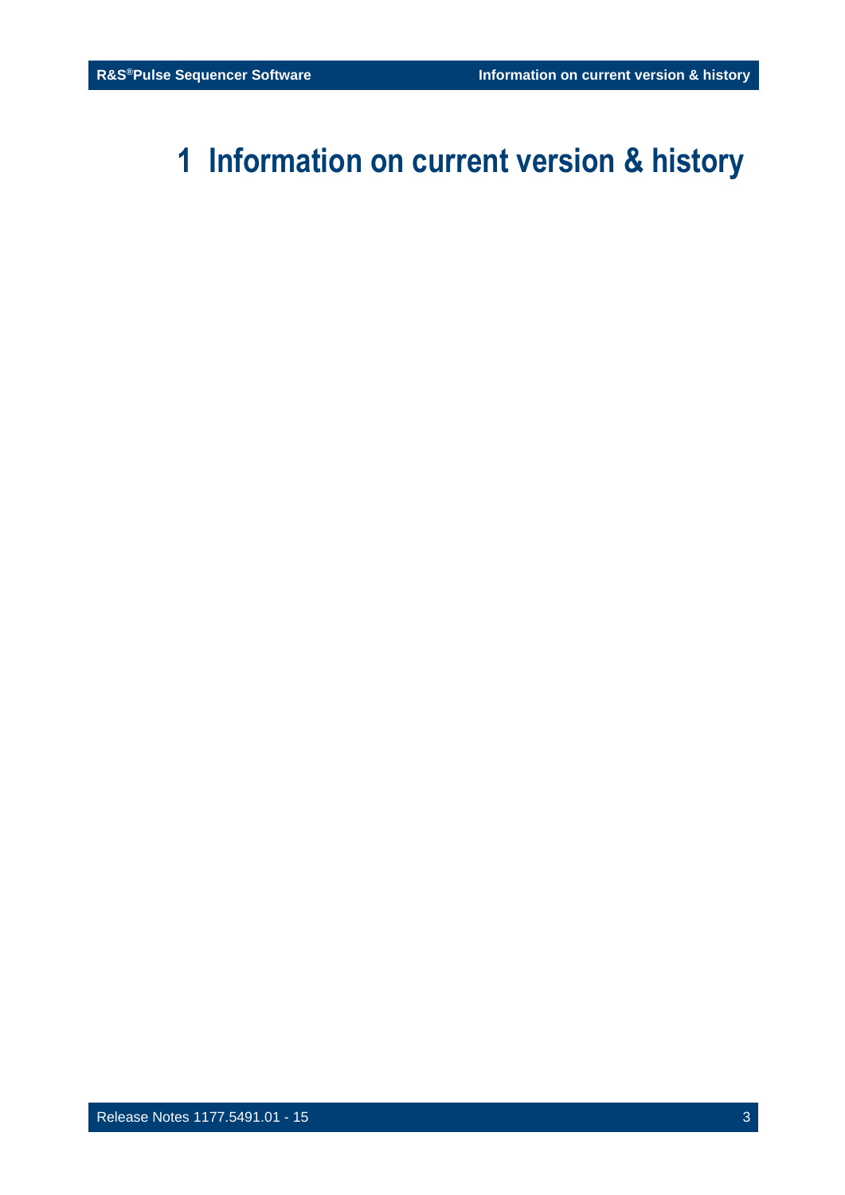# 1 Information on current version & history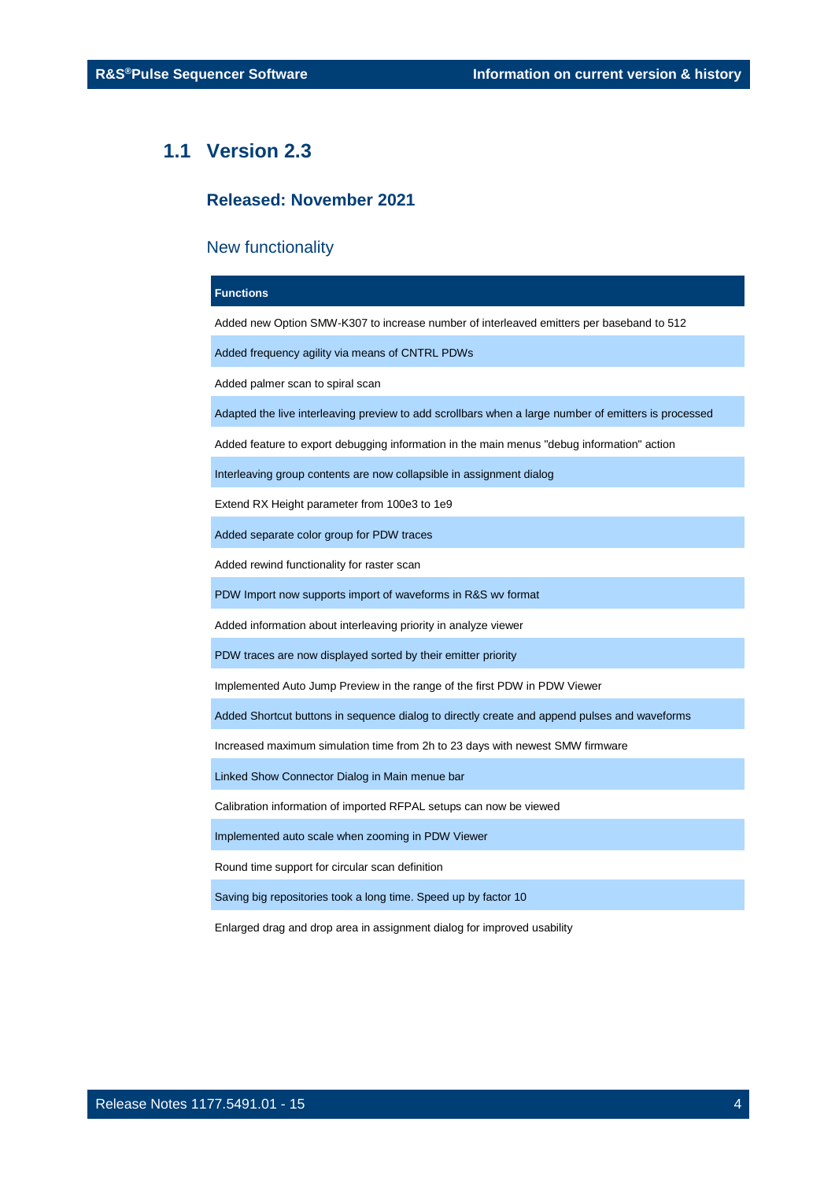## 1.1 Version 2.3

### Released: November 2021

#### New functionality

| Functions |
|---|
| Added new Option SMW-K307 to increase number of interleaved emitters per baseband to 512 |
| Added frequency agility via means of CNTRL PDWs |
| Added palmer scan to spiral scan |
| Adapted the live interleaving preview to add scrollbars when a large number of emitters is processed |
| Added feature to export debugging information in the main menus "debug information" action |
| Interleaving group contents are now collapsible in assignment dialog |
| Extend RX Height parameter from 100e3 to 1e9 |
| Added separate color group for PDW traces |
| Added rewind functionality for raster scan |
| PDW Import now supports import of waveforms in R&S wv format |
| Added information about interleaving priority in analyze viewer |
| PDW traces are now displayed sorted by their emitter priority |
| Implemented Auto Jump Preview in the range of the first PDW in PDW Viewer |
| Added Shortcut buttons in sequence dialog to directly create and append pulses and waveforms |
| Increased maximum simulation time from 2h to 23 days with newest SMW firmware |
| Linked Show Connector Dialog in Main menue bar |
| Calibration information of imported RFPAL setups can now be viewed |
| Implemented auto scale when zooming in PDW Viewer |
| Round time support for circular scan definition |
| Saving big repositories took a long time. Speed up by factor 10 |
| Enlarged drag and drop area in assignment dialog for improved usability |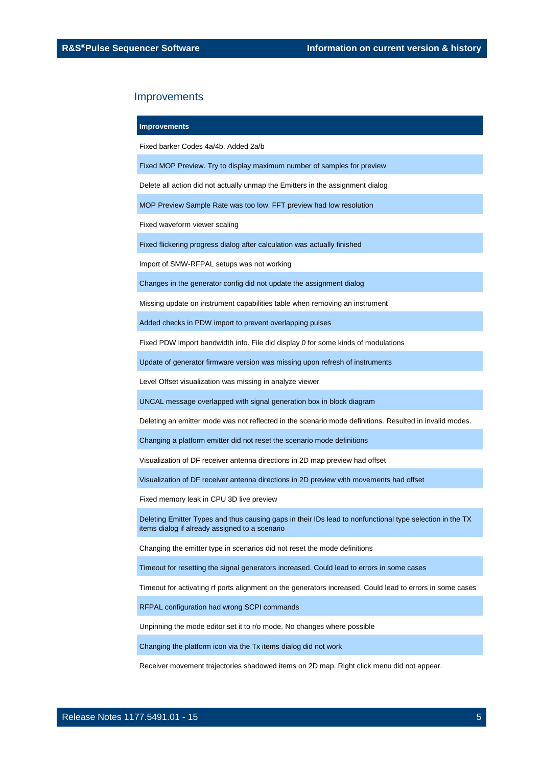## Improvements

| Improvements |
|---|
| Fixed barker Codes 4a/4b. Added 2a/b |
| Fixed MOP Preview. Try to display maximum number of samples for preview |
| Delete all action did not actually unmap the Emitters in the assignment dialog |
| MOP Preview Sample Rate was too low. FFT preview had low resolution |
| Fixed waveform viewer scaling |
| Fixed flickering progress dialog after calculation was actually finished |
| Import of SMW-RFPAL setups was not working |
| Changes in the generator config did not update the assignment dialog |
| Missing update on instrument capabilities table when removing an instrument |
| Added checks in PDW import to prevent overlapping pulses |
| Fixed PDW import bandwidth info. File did display 0 for some kinds of modulations |
| Update of generator firmware version was missing upon refresh of instruments |
| Level Offset visualization was missing in analyze viewer |
| UNCAL message overlapped with signal generation box in block diagram |
| Deleting an emitter mode was not reflected in the scenario mode definitions. Resulted in invalid modes. |
| Changing a platform emitter did not reset the scenario mode definitions |
| Visualization of DF receiver antenna directions in 2D map preview had offset |
| Visualization of DF receiver antenna directions in 2D preview with movements had offset |
| Fixed memory leak in CPU 3D live preview |
| Deleting Emitter Types and thus causing gaps in their IDs lead to nonfunctional type selection in the TX items dialog if already assigned to a scenario |
| Changing the emitter type in scenarios did not reset the mode definitions |
| Timeout for resetting the signal generators increased. Could lead to errors in some cases |
| Timeout for activating rf ports alignment on the generators increased. Could lead to errors in some cases |
| RFPAL configuration had wrong SCPI commands |
| Unpinning the mode editor set it to r/o mode. No changes where possible |
| Changing the platform icon via the Tx items dialog did not work |
| Receiver movement trajectories shadowed items on 2D map. Right click menu did not appear. |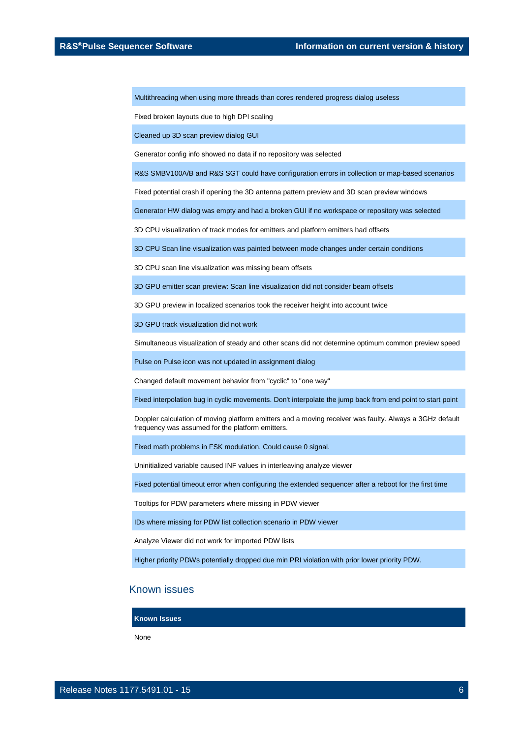| |
|---|
| Multithreading when using more threads than cores rendered progress dialog useless |
| Fixed broken layouts due to high DPI scaling |
| Cleaned up 3D scan preview dialog GUI |
| Generator config info showed no data if no repository was selected |
| R&S SMBV100A/B and R&S SGT could have configuration errors in collection or map-based scenarios |
| Fixed potential crash if opening the 3D antenna pattern preview and 3D scan preview windows |
| Generator HW dialog was empty and had a broken GUI if no workspace or repository was selected |
| 3D CPU visualization of track modes for emitters and platform emitters had offsets |
| 3D CPU Scan line visualization was painted between mode changes under certain conditions |
| 3D CPU scan line visualization was missing beam offsets |
| 3D GPU emitter scan preview: Scan line visualization did not consider beam offsets |
| 3D GPU preview in localized scenarios took the receiver height into account twice |
| 3D GPU track visualization did not work |
| Simultaneous visualization of steady and other scans did not determine optimum common preview speed |
| Pulse on Pulse icon was not updated in assignment dialog |
| Changed default movement behavior from "cyclic" to "one way" |
| Fixed interpolation bug in cyclic movements. Don't interpolate the jump back from end point to start point |
| Doppler calculation of moving platform emitters and a moving receiver was faulty. Always a 3GHz default frequency was assumed for the platform emitters. |
| Fixed math problems in FSK modulation. Could cause 0 signal. |
| Uninitialized variable caused INF values in interleaving analyze viewer |
| Fixed potential timeout error when configuring the extended sequencer after a reboot for the first time |
| Tooltips for PDW parameters where missing in PDW viewer |
| IDs where missing for PDW list collection scenario in PDW viewer |
| Analyze Viewer did not work for imported PDW lists |
| Higher priority PDWs potentially dropped due min PRI violation with prior lower priority PDW. |

## Known issues

| **Known Issues** |
|---|
| None |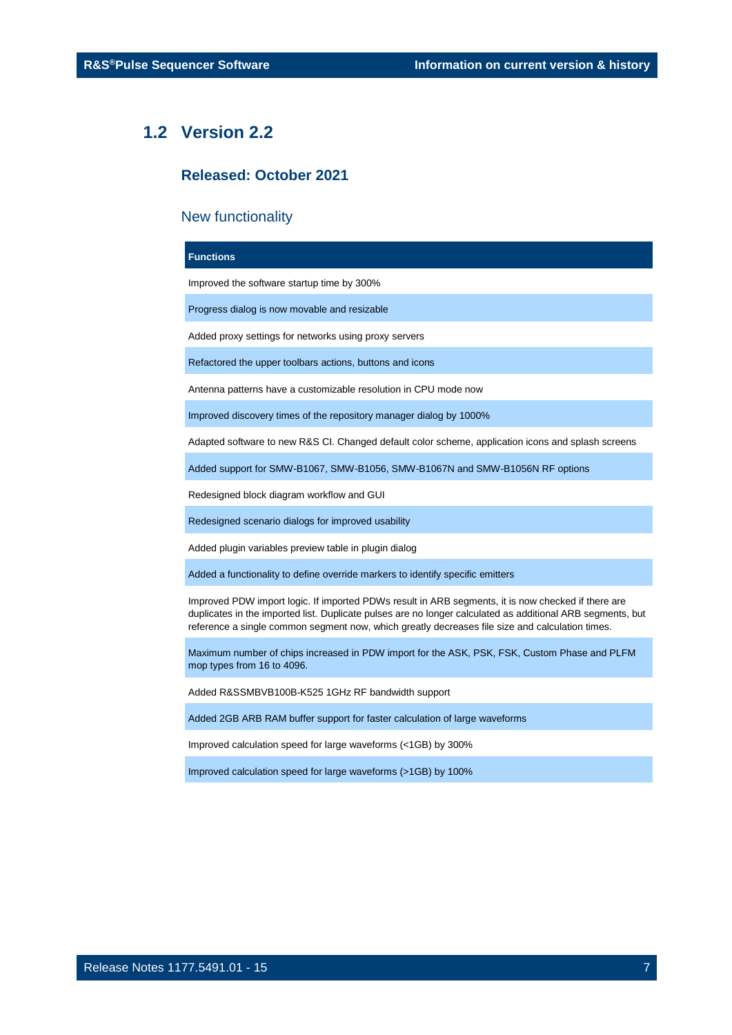## 1.2 Version 2.2

### Released: October 2021

### New functionality

| Functions |
|---|
| Improved the software startup time by 300% |
| Progress dialog is now movable and resizable |
| Added proxy settings for networks using proxy servers |
| Refactored the upper toolbars actions, buttons and icons |
| Antenna patterns have a customizable resolution in CPU mode now |
| Improved discovery times of the repository manager dialog by 1000% |
| Adapted software to new R&S CI. Changed default color scheme, application icons and splash screens |
| Added support for SMW-B1067, SMW-B1056, SMW-B1067N and SMW-B1056N RF options |
| Redesigned block diagram workflow and GUI |
| Redesigned scenario dialogs for improved usability |
| Added plugin variables preview table in plugin dialog |
| Added a functionality to define override markers to identify specific emitters |
| Improved PDW import logic. If imported PDWs result in ARB segments, it is now checked if there are duplicates in the imported list. Duplicate pulses are no longer calculated as additional ARB segments, but reference a single common segment now, which greatly decreases file size and calculation times. |
| Maximum number of chips increased in PDW import for the ASK, PSK, FSK, Custom Phase and PLFM mop types from 16 to 4096. |
| Added R&SSMBVB100B-K525 1GHz RF bandwidth support |
| Added 2GB ARB RAM buffer support for faster calculation of large waveforms |
| Improved calculation speed for large waveforms (<1GB) by 300% |
| Improved calculation speed for large waveforms (>1GB) by 100% |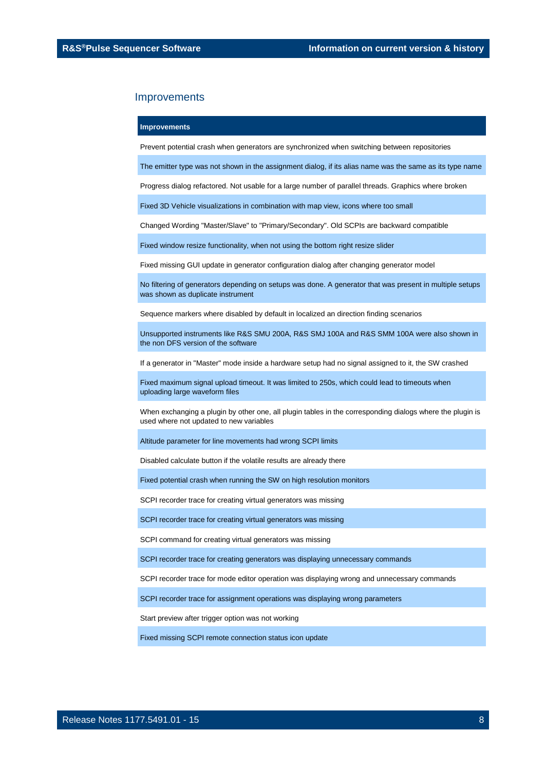## Improvements

| Improvements |
|---|
| Prevent potential crash when generators are synchronized when switching between repositories |
| The emitter type was not shown in the assignment dialog, if its alias name was the same as its type name |
| Progress dialog refactored. Not usable for a large number of parallel threads. Graphics where broken |
| Fixed 3D Vehicle visualizations in combination with map view, icons where too small |
| Changed Wording "Master/Slave" to "Primary/Secondary". Old SCPIs are backward compatible |
| Fixed window resize functionality, when not using the bottom right resize slider |
| Fixed missing GUI update in generator configuration dialog after changing generator model |
| No filtering of generators depending on setups was done. A generator that was present in multiple setups was shown as duplicate instrument |
| Sequence markers where disabled by default in localized an direction finding scenarios |
| Unsupported instruments like R&S SMU 200A, R&S SMJ 100A and R&S SMM 100A were also shown in the non DFS version of the software |
| If a generator in "Master" mode inside a hardware setup had no signal assigned to it, the SW crashed |
| Fixed maximum signal upload timeout. It was limited to 250s, which could lead to timeouts when uploading large waveform files |
| When exchanging a plugin by other one, all plugin tables in the corresponding dialogs where the plugin is used where not updated to new variables |
| Altitude parameter for line movements had wrong SCPI limits |
| Disabled calculate button if the volatile results are already there |
| Fixed potential crash when running the SW on high resolution monitors |
| SCPI recorder trace for creating virtual generators was missing |
| SCPI recorder trace for creating virtual generators was missing |
| SCPI command for creating virtual generators was missing |
| SCPI recorder trace for creating generators was displaying unnecessary commands |
| SCPI recorder trace for mode editor operation was displaying wrong and unnecessary commands |
| SCPI recorder trace for assignment operations was displaying wrong parameters |
| Start preview after trigger option was not working |
| Fixed missing SCPI remote connection status icon update |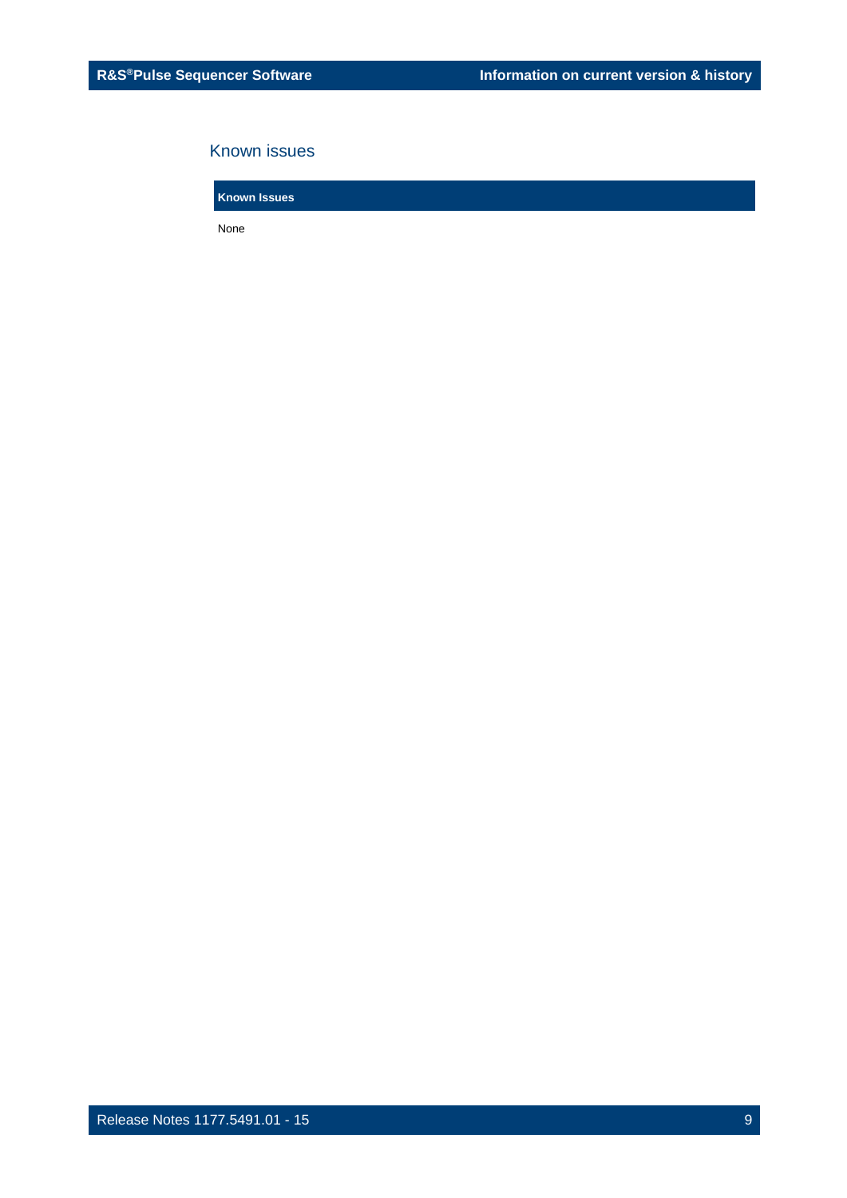## Known issues

| Known Issues |
| --- |
| None |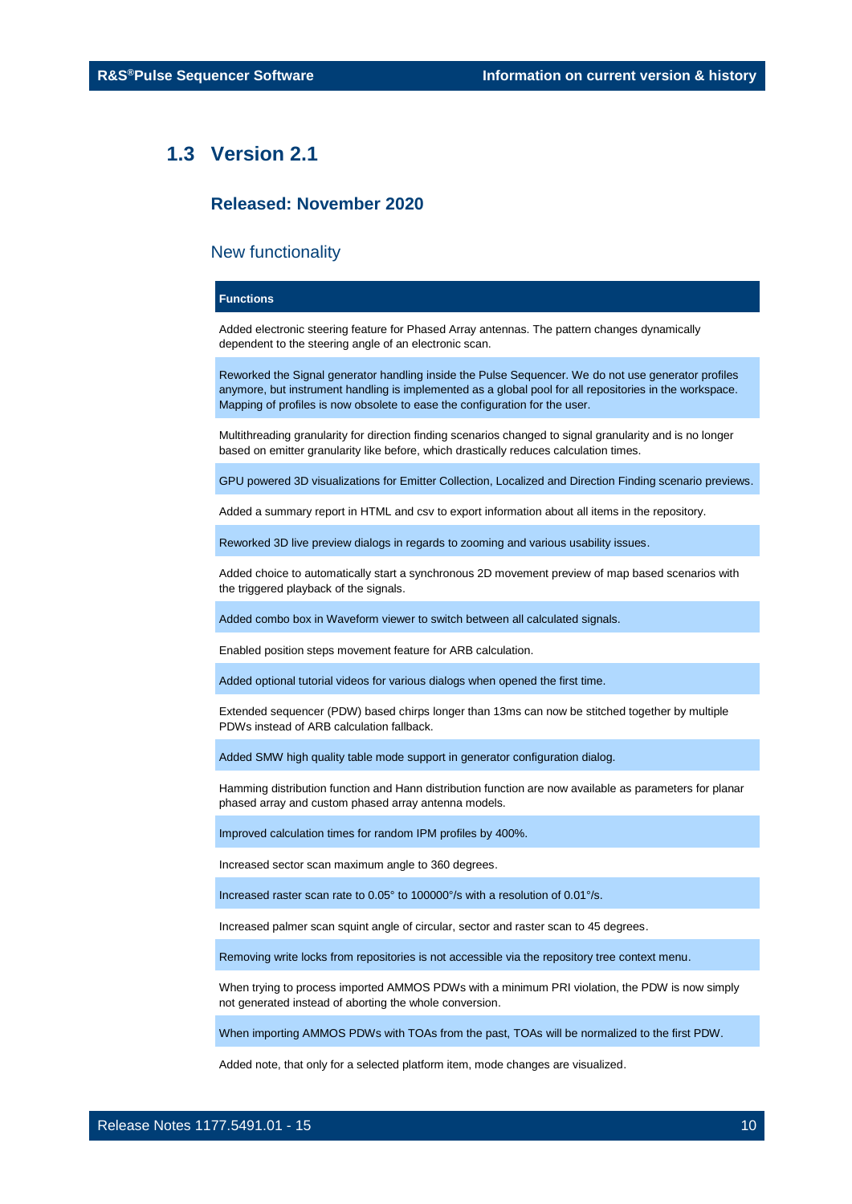## 1.3 Version 2.1

### Released: November 2020

### New functionality

| Functions |
| --- |
| Added electronic steering feature for Phased Array antennas. The pattern changes dynamically dependent to the steering angle of an electronic scan. |
| Reworked the Signal generator handling inside the Pulse Sequencer. We do not use generator profiles anymore, but instrument handling is implemented as a global pool for all repositories in the workspace. Mapping of profiles is now obsolete to ease the configuration for the user. |
| Multithreading granularity for direction finding scenarios changed to signal granularity and is no longer based on emitter granularity like before, which drastically reduces calculation times. |
| GPU powered 3D visualizations for Emitter Collection, Localized and Direction Finding scenario previews. |
| Added a summary report in HTML and csv to export information about all items in the repository. |
| Reworked 3D live preview dialogs in regards to zooming and various usability issues. |
| Added choice to automatically start a synchronous 2D movement preview of map based scenarios with the triggered playback of the signals. |
| Added combo box in Waveform viewer to switch between all calculated signals. |
| Enabled position steps movement feature for ARB calculation. |
| Added optional tutorial videos for various dialogs when opened the first time. |
| Extended sequencer (PDW) based chirps longer than 13ms can now be stitched together by multiple PDWs instead of ARB calculation fallback. |
| Added SMW high quality table mode support in generator configuration dialog. |
| Hamming distribution function and Hann distribution function are now available as parameters for planar phased array and custom phased array antenna models. |
| Improved calculation times for random IPM profiles by 400%. |
| Increased sector scan maximum angle to 360 degrees. |
| Increased raster scan rate to 0.05° to 100000°/s with a resolution of 0.01°/s. |
| Increased palmer scan squint angle of circular, sector and raster scan to 45 degrees. |
| Removing write locks from repositories is not accessible via the repository tree context menu. |
| When trying to process imported AMMOS PDWs with a minimum PRI violation, the PDW is now simply not generated instead of aborting the whole conversion. |
| When importing AMMOS PDWs with TOAs from the past, TOAs will be normalized to the first PDW. |
| Added note, that only for a selected platform item, mode changes are visualized. |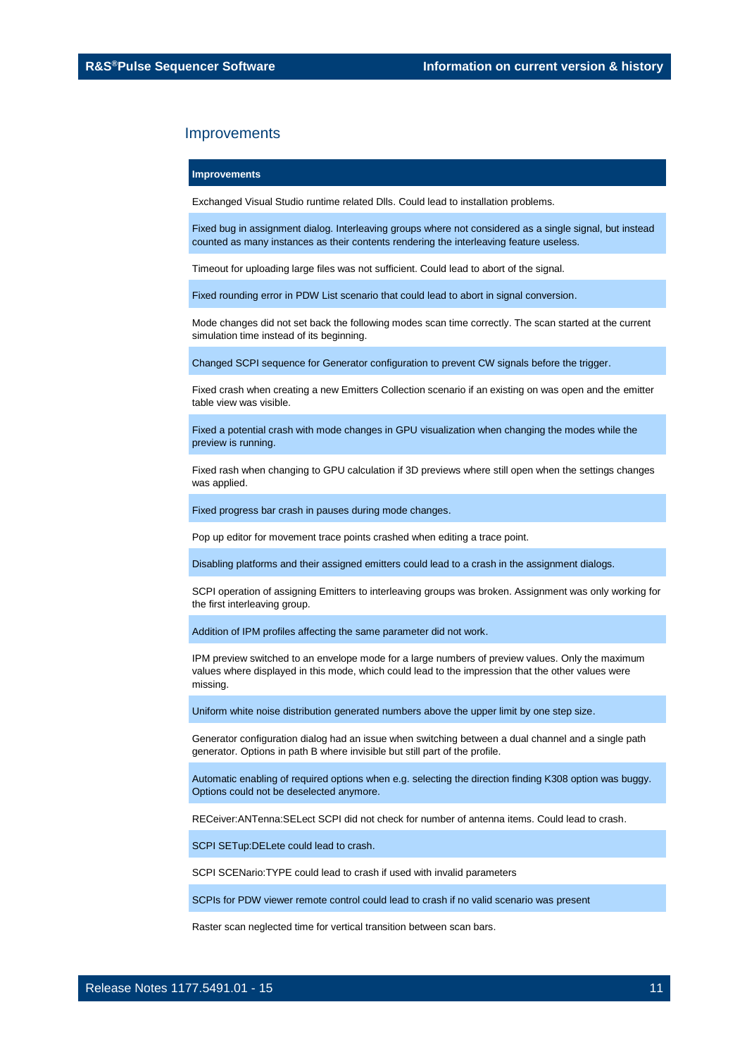## Improvements

| Improvements |
| --- |
| Exchanged Visual Studio runtime related Dlls. Could lead to installation problems. |
| Fixed bug in assignment dialog. Interleaving groups where not considered as a single signal, but instead counted as many instances as their contents rendering the interleaving feature useless. |
| Timeout for uploading large files was not sufficient. Could lead to abort of the signal. |
| Fixed rounding error in PDW List scenario that could lead to abort in signal conversion. |
| Mode changes did not set back the following modes scan time correctly. The scan started at the current simulation time instead of its beginning. |
| Changed SCPI sequence for Generator configuration to prevent CW signals before the trigger. |
| Fixed crash when creating a new Emitters Collection scenario if an existing on was open and the emitter table view was visible. |
| Fixed a potential crash with mode changes in GPU visualization when changing the modes while the preview is running. |
| Fixed rash when changing to GPU calculation if 3D previews where still open when the settings changes was applied. |
| Fixed progress bar crash in pauses during mode changes. |
| Pop up editor for movement trace points crashed when editing a trace point. |
| Disabling platforms and their assigned emitters could lead to a crash in the assignment dialogs. |
| SCPI operation of assigning Emitters to interleaving groups was broken. Assignment was only working for the first interleaving group. |
| Addition of IPM profiles affecting the same parameter did not work. |
| IPM preview switched to an envelope mode for a large numbers of preview values. Only the maximum values where displayed in this mode, which could lead to the impression that the other values were missing. |
| Uniform white noise distribution generated numbers above the upper limit by one step size. |
| Generator configuration dialog had an issue when switching between a dual channel and a single path generator. Options in path B where invisible but still part of the profile. |
| Automatic enabling of required options when e.g. selecting the direction finding K308 option was buggy. Options could not be deselected anymore. |
| RECeiver:ANTenna:SELect SCPI did not check for number of antenna items. Could lead to crash. |
| SCPI SETup:DELete could lead to crash. |
| SCPI SCENario:TYPE could lead to crash if used with invalid parameters |
| SCPIs for PDW viewer remote control could lead to crash if no valid scenario was present |
| Raster scan neglected time for vertical transition between scan bars. |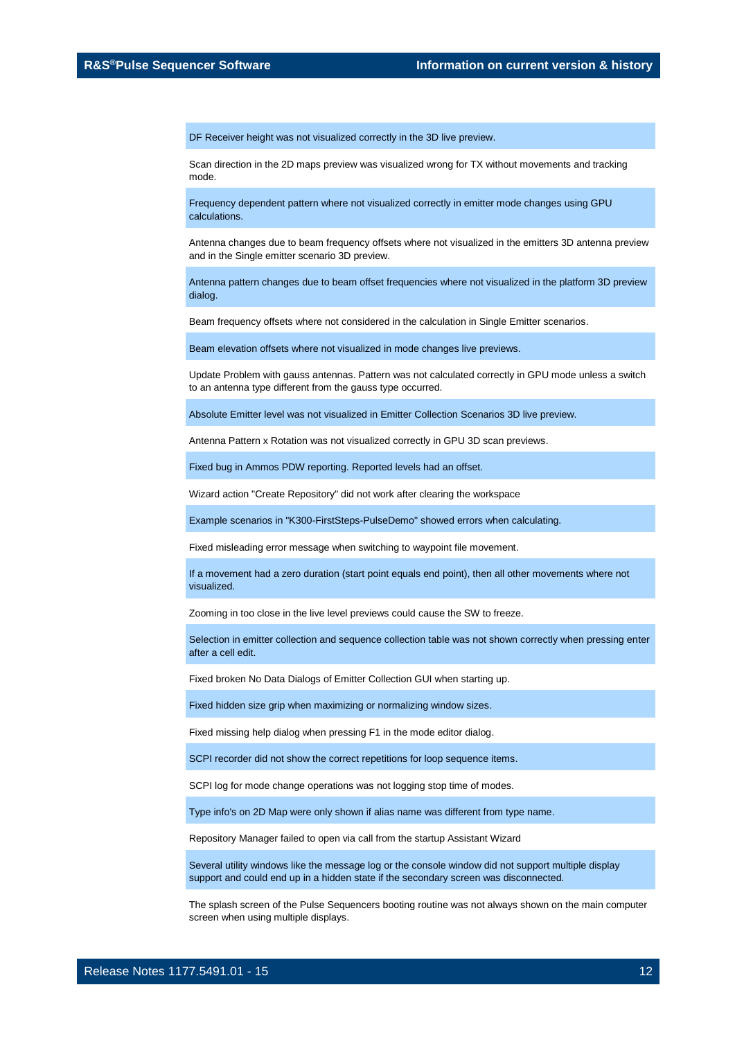DF Receiver height was not visualized correctly in the 3D live preview.

Scan direction in the 2D maps preview was visualized wrong for TX without movements and tracking mode.

Frequency dependent pattern where not visualized correctly in emitter mode changes using GPU calculations.

Antenna changes due to beam frequency offsets where not visualized in the emitters 3D antenna preview and in the Single emitter scenario 3D preview.

Antenna pattern changes due to beam offset frequencies where not visualized in the platform 3D preview dialog.

Beam frequency offsets where not considered in the calculation in Single Emitter scenarios.

Beam elevation offsets where not visualized in mode changes live previews.

Update Problem with gauss antennas. Pattern was not calculated correctly in GPU mode unless a switch to an antenna type different from the gauss type occurred.

Absolute Emitter level was not visualized in Emitter Collection Scenarios 3D live preview.

Antenna Pattern x Rotation was not visualized correctly in GPU 3D scan previews.

Fixed bug in Ammos PDW reporting. Reported levels had an offset.

Wizard action "Create Repository" did not work after clearing the workspace

Example scenarios in "K300-FirstSteps-PulseDemo" showed errors when calculating.

Fixed misleading error message when switching to waypoint file movement.

If a movement had a zero duration (start point equals end point), then all other movements where not visualized.

Zooming in too close in the live level previews could cause the SW to freeze.

Selection in emitter collection and sequence collection table was not shown correctly when pressing enter after a cell edit.

Fixed broken No Data Dialogs of Emitter Collection GUI when starting up.

Fixed hidden size grip when maximizing or normalizing window sizes.

Fixed missing help dialog when pressing F1 in the mode editor dialog.

SCPI recorder did not show the correct repetitions for loop sequence items.

SCPI log for mode change operations was not logging stop time of modes.

Type info's on 2D Map were only shown if alias name was different from type name.

Repository Manager failed to open via call from the startup Assistant Wizard

Several utility windows like the message log or the console window did not support multiple display support and could end up in a hidden state if the secondary screen was disconnected.

The splash screen of the Pulse Sequencers booting routine was not always shown on the main computer screen when using multiple displays.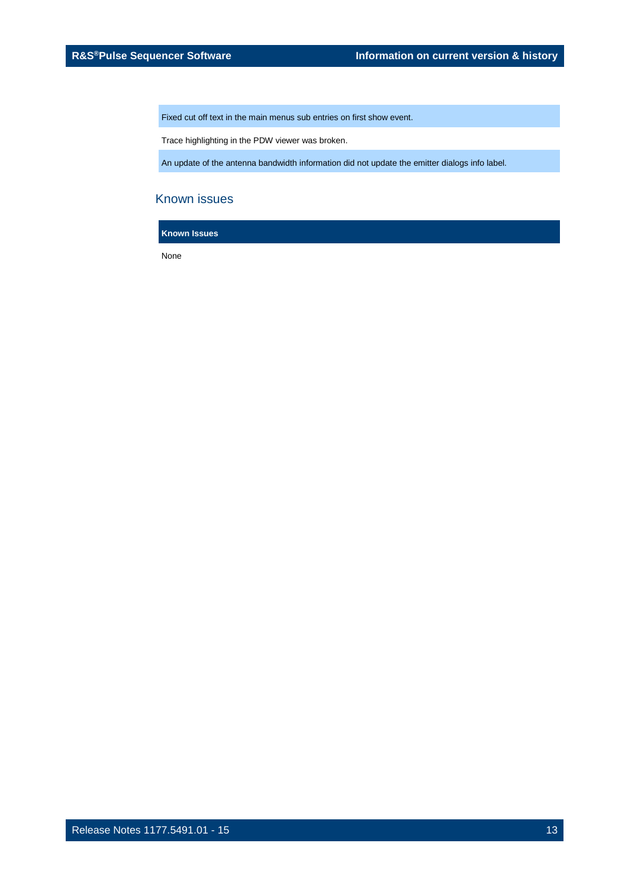| |
|---|
| Fixed cut off text in the main menus sub entries on first show event. |
| Trace highlighting in the PDW viewer was broken. |
| An update of the antenna bandwidth information did not update the emitter dialogs info label. |

## Known issues

| Known Issues |
|---|
| None |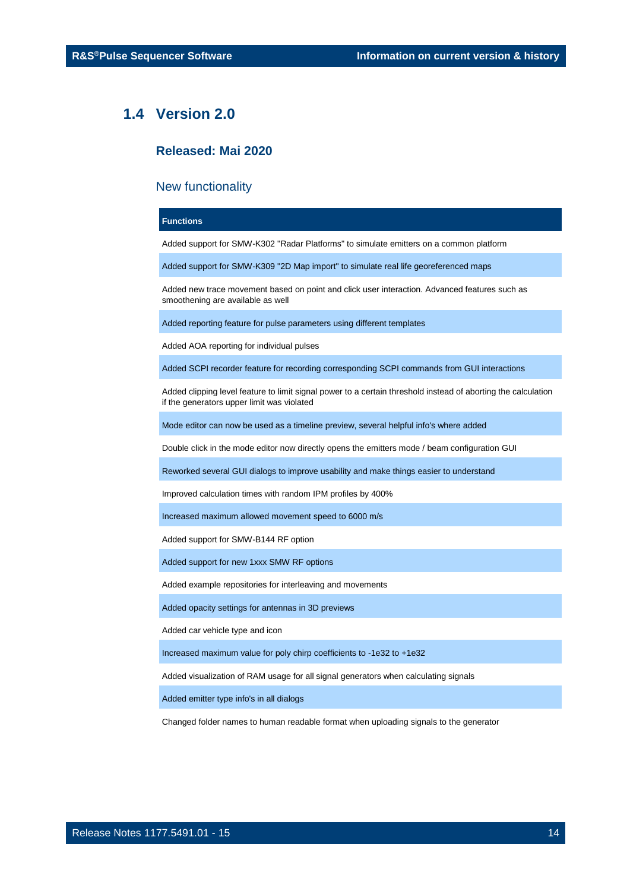## 1.4 Version 2.0

### Released: Mai 2020

### New functionality

| Functions |
|---|
| Added support for SMW-K302 "Radar Platforms" to simulate emitters on a common platform |
| Added support for SMW-K309 "2D Map import" to simulate real life georeferenced maps |
| Added new trace movement based on point and click user interaction. Advanced features such as smoothening are available as well |
| Added reporting feature for pulse parameters using different templates |
| Added AOA reporting for individual pulses |
| Added SCPI recorder feature for recording corresponding SCPI commands from GUI interactions |
| Added clipping level feature to limit signal power to a certain threshold instead of aborting the calculation if the generators upper limit was violated |
| Mode editor can now be used as a timeline preview, several helpful info's where added |
| Double click in the mode editor now directly opens the emitters mode / beam configuration GUI |
| Reworked several GUI dialogs to improve usability and make things easier to understand |
| Improved calculation times with random IPM profiles by 400% |
| Increased maximum allowed movement speed to 6000 m/s |
| Added support for SMW-B144 RF option |
| Added support for new 1xxx SMW RF options |
| Added example repositories for interleaving and movements |
| Added opacity settings for antennas in 3D previews |
| Added car vehicle type and icon |
| Increased maximum value for poly chirp coefficients to -1e32 to +1e32 |
| Added visualization of RAM usage for all signal generators when calculating signals |
| Added emitter type info's in all dialogs |
| Changed folder names to human readable format when uploading signals to the generator |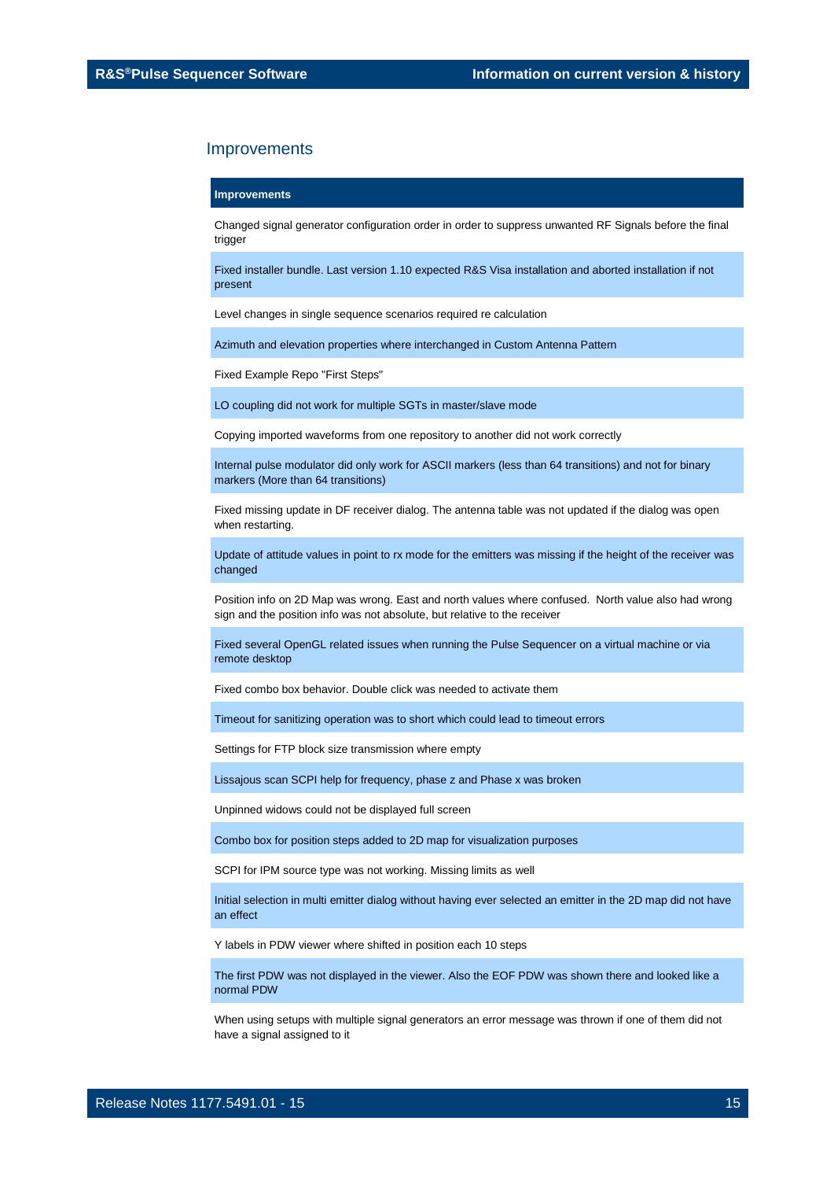## Improvements

| Improvements |
| --- |
| Changed signal generator configuration order in order to suppress unwanted RF Signals before the final trigger |
| Fixed installer bundle. Last version 1.10 expected R&S Visa installation and aborted installation if not present |
| Level changes in single sequence scenarios required re calculation |
| Azimuth and elevation properties where interchanged in Custom Antenna Pattern |
| Fixed Example Repo "First Steps" |
| LO coupling did not work for multiple SGTs in master/slave mode |
| Copying imported waveforms from one repository to another did not work correctly |
| Internal pulse modulator did only work for ASCII markers (less than 64 transitions) and not for binary markers (More than 64 transitions) |
| Fixed missing update in DF receiver dialog. The antenna table was not updated if the dialog was open when restarting. |
| Update of attitude values in point to rx mode for the emitters was missing if the height of the receiver was changed |
| Position info on 2D Map was wrong. East and north values where confused. North value also had wrong sign and the position info was not absolute, but relative to the receiver |
| Fixed several OpenGL related issues when running the Pulse Sequencer on a virtual machine or via remote desktop |
| Fixed combo box behavior. Double click was needed to activate them |
| Timeout for sanitizing operation was to short which could lead to timeout errors |
| Settings for FTP block size transmission where empty |
| Lissajous scan SCPI help for frequency, phase z and Phase x was broken |
| Unpinned widows could not be displayed full screen |
| Combo box for position steps added to 2D map for visualization purposes |
| SCPI for IPM source type was not working. Missing limits as well |
| Initial selection in multi emitter dialog without having ever selected an emitter in the 2D map did not have an effect |
| Y labels in PDW viewer where shifted in position each 10 steps |
| The first PDW was not displayed in the viewer. Also the EOF PDW was shown there and looked like a normal PDW |
| When using setups with multiple signal generators an error message was thrown if one of them did not have a signal assigned to it |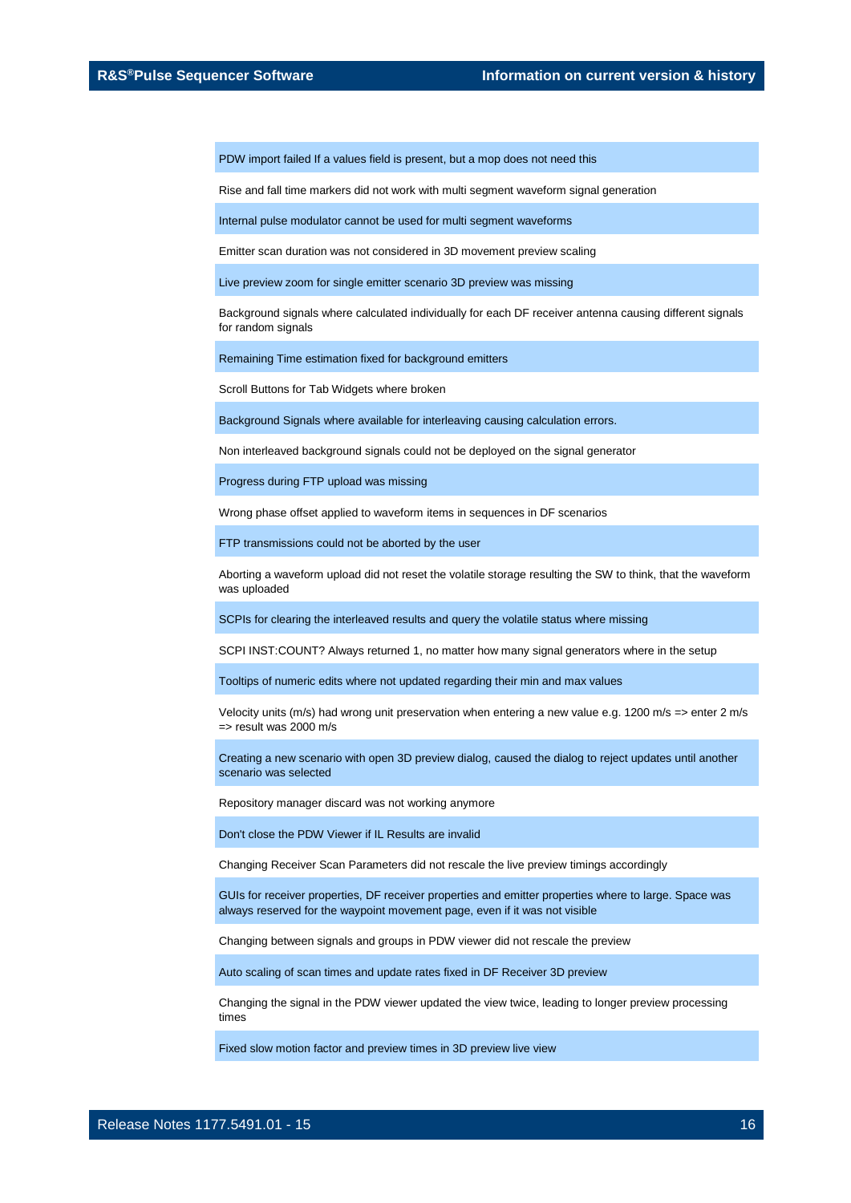PDW import failed If a values field is present, but a mop does not need this

Rise and fall time markers did not work with multi segment waveform signal generation

Internal pulse modulator cannot be used for multi segment waveforms

Emitter scan duration was not considered in 3D movement preview scaling

Live preview zoom for single emitter scenario 3D preview was missing

Background signals where calculated individually for each DF receiver antenna causing different signals for random signals

Remaining Time estimation fixed for background emitters

Scroll Buttons for Tab Widgets where broken

Background Signals where available for interleaving causing calculation errors.

Non interleaved background signals could not be deployed on the signal generator

Progress during FTP upload was missing

Wrong phase offset applied to waveform items in sequences in DF scenarios

FTP transmissions could not be aborted by the user

Aborting a waveform upload did not reset the volatile storage resulting the SW to think, that the waveform was uploaded

SCPIs for clearing the interleaved results and query the volatile status where missing

SCPI INST:COUNT? Always returned 1, no matter how many signal generators where in the setup

Tooltips of numeric edits where not updated regarding their min and max values

Velocity units (m/s) had wrong unit preservation when entering a new value e.g. 1200 m/s => enter 2 m/s => result was 2000 m/s

Creating a new scenario with open 3D preview dialog, caused the dialog to reject updates until another scenario was selected

Repository manager discard was not working anymore

Don't close the PDW Viewer if IL Results are invalid

Changing Receiver Scan Parameters did not rescale the live preview timings accordingly

GUIs for receiver properties, DF receiver properties and emitter properties where to large. Space was always reserved for the waypoint movement page, even if it was not visible

Changing between signals and groups in PDW viewer did not rescale the preview

Auto scaling of scan times and update rates fixed in DF Receiver 3D preview

Changing the signal in the PDW viewer updated the view twice, leading to longer preview processing times

Fixed slow motion factor and preview times in 3D preview live view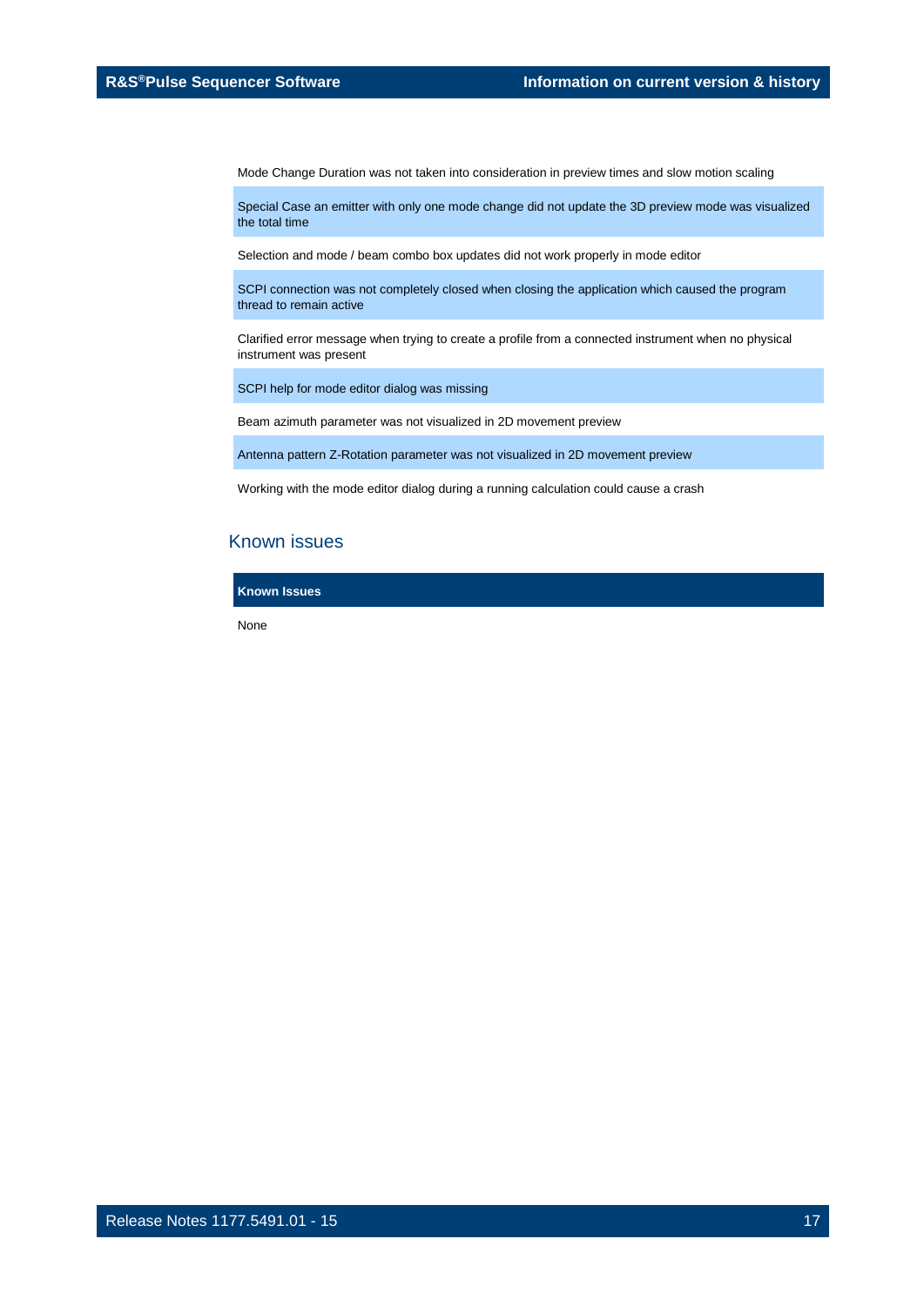| |
|---|
| Mode Change Duration was not taken into consideration in preview times and slow motion scaling |
| Special Case an emitter with only one mode change did not update the 3D preview mode was visualized the total time |
| Selection and mode / beam combo box updates did not work properly in mode editor |
| SCPI connection was not completely closed when closing the application which caused the program thread to remain active |
| Clarified error message when trying to create a profile from a connected instrument when no physical instrument was present |
| SCPI help for mode editor dialog was missing |
| Beam azimuth parameter was not visualized in 2D movement preview |
| Antenna pattern Z-Rotation parameter was not visualized in 2D movement preview |
| Working with the mode editor dialog during a running calculation could cause a crash |

## Known issues

| Known Issues |
|---|
| None |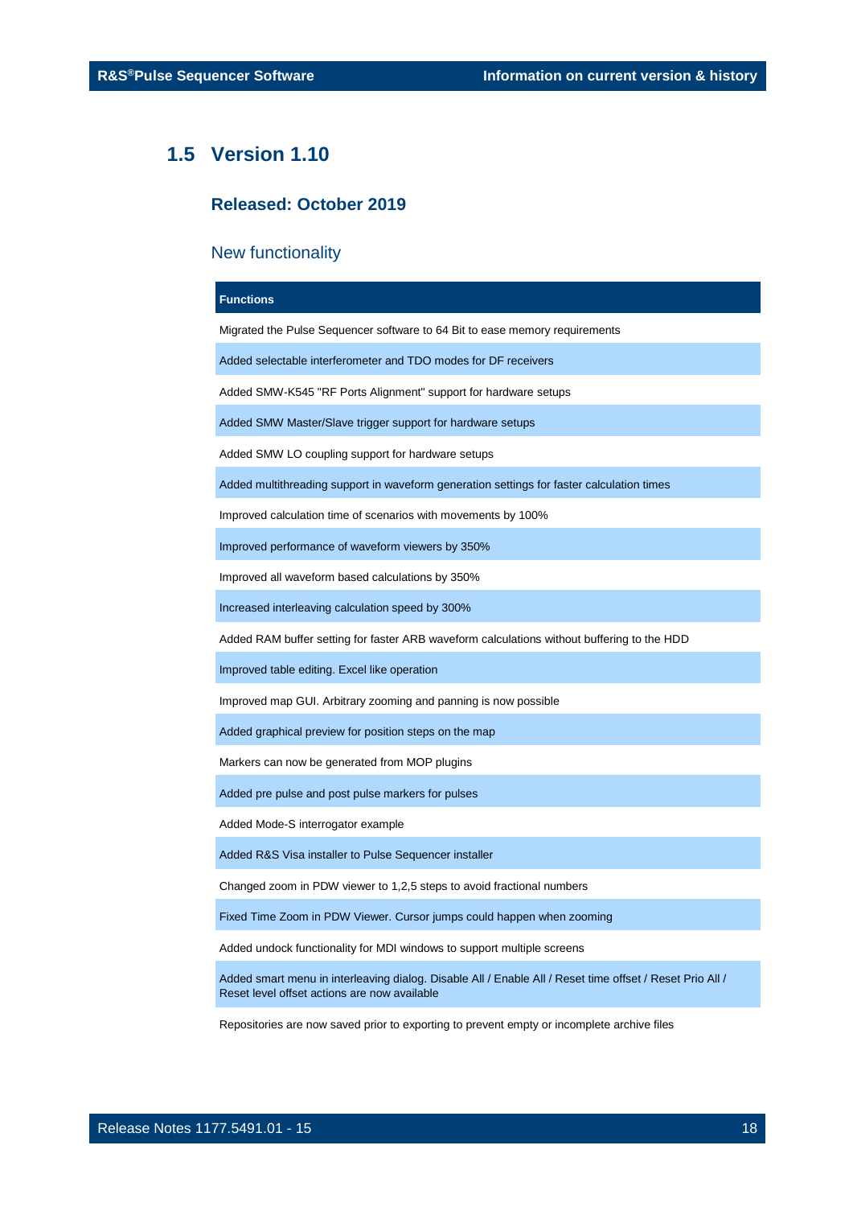## 1.5 Version 1.10

### Released: October 2019

### New functionality

| Functions |
|---|
| Migrated the Pulse Sequencer software to 64 Bit to ease memory requirements |
| Added selectable interferometer and TDO modes for DF receivers |
| Added SMW-K545 "RF Ports Alignment" support for hardware setups |
| Added SMW Master/Slave trigger support for hardware setups |
| Added SMW LO coupling support for hardware setups |
| Added multithreading support in waveform generation settings for faster calculation times |
| Improved calculation time of scenarios with movements by 100% |
| Improved performance of waveform viewers by 350% |
| Improved all waveform based calculations by 350% |
| Increased interleaving calculation speed by 300% |
| Added RAM buffer setting for faster ARB waveform calculations without buffering to the HDD |
| Improved table editing. Excel like operation |
| Improved map GUI. Arbitrary zooming and panning is now possible |
| Added graphical preview for position steps on the map |
| Markers can now be generated from MOP plugins |
| Added pre pulse and post pulse markers for pulses |
| Added Mode-S interrogator example |
| Added R&S Visa installer to Pulse Sequencer installer |
| Changed zoom in PDW viewer to 1,2,5 steps to avoid fractional numbers |
| Fixed Time Zoom in PDW Viewer. Cursor jumps could happen when zooming |
| Added undock functionality for MDI windows to support multiple screens |
| Added smart menu in interleaving dialog. Disable All / Enable All / Reset time offset / Reset Prio All / Reset level offset actions are now available |
| Repositories are now saved prior to exporting to prevent empty or incomplete archive files |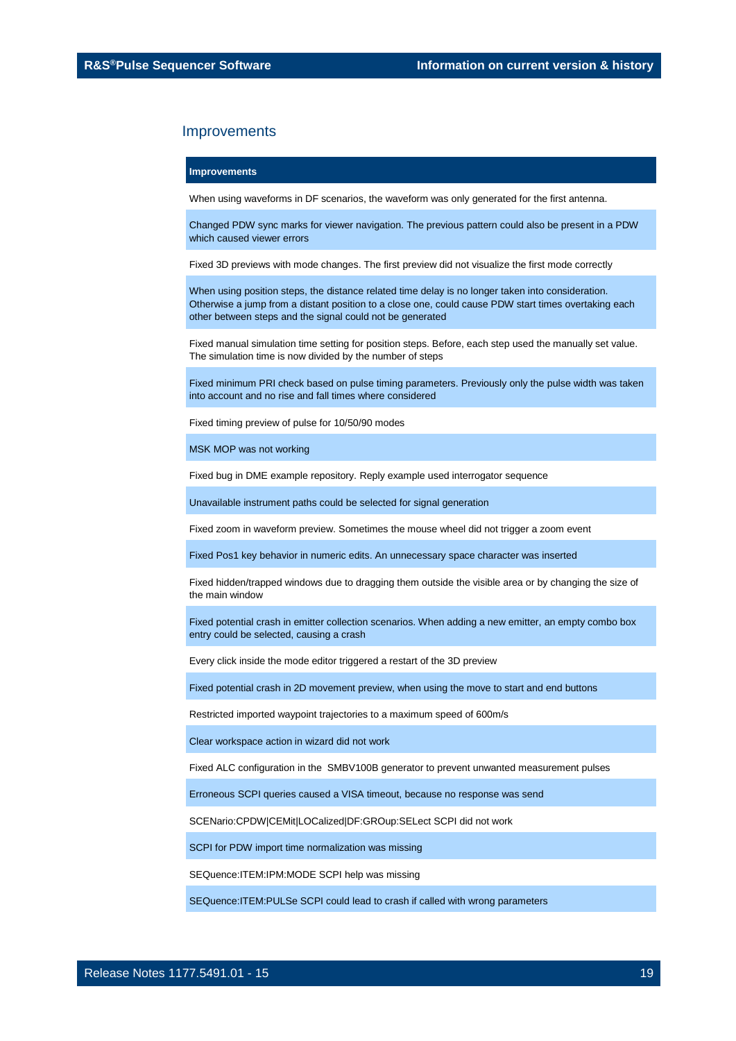## Improvements

| Improvements |
|---|
| When using waveforms in DF scenarios, the waveform was only generated for the first antenna. |
| Changed PDW sync marks for viewer navigation. The previous pattern could also be present in a PDW which caused viewer errors |
| Fixed 3D previews with mode changes. The first preview did not visualize the first mode correctly |
| When using position steps, the distance related time delay is no longer taken into consideration. Otherwise a jump from a distant position to a close one, could cause PDW start times overtaking each other between steps and the signal could not be generated |
| Fixed manual simulation time setting for position steps. Before, each step used the manually set value. The simulation time is now divided by the number of steps |
| Fixed minimum PRI check based on pulse timing parameters. Previously only the pulse width was taken into account and no rise and fall times where considered |
| Fixed timing preview of pulse for 10/50/90 modes |
| MSK MOP was not working |
| Fixed bug in DME example repository. Reply example used interrogator sequence |
| Unavailable instrument paths could be selected for signal generation |
| Fixed zoom in waveform preview. Sometimes the mouse wheel did not trigger a zoom event |
| Fixed Pos1 key behavior in numeric edits. An unnecessary space character was inserted |
| Fixed hidden/trapped windows due to dragging them outside the visible area or by changing the size of the main window |
| Fixed potential crash in emitter collection scenarios. When adding a new emitter, an empty combo box entry could be selected, causing a crash |
| Every click inside the mode editor triggered a restart of the 3D preview |
| Fixed potential crash in 2D movement preview, when using the move to start and end buttons |
| Restricted imported waypoint trajectories to a maximum speed of 600m/s |
| Clear workspace action in wizard did not work |
| Fixed ALC configuration in the SMBV100B generator to prevent unwanted measurement pulses |
| Erroneous SCPI queries caused a VISA timeout, because no response was send |
| SCENario:CPDW\|CEMit\|LOCalized\|DF:GROup:SELect SCPI did not work |
| SCPI for PDW import time normalization was missing |
| SEQuence:ITEM:IPM:MODE SCPI help was missing |
| SEQuence:ITEM:PULSe SCPI could lead to crash if called with wrong parameters |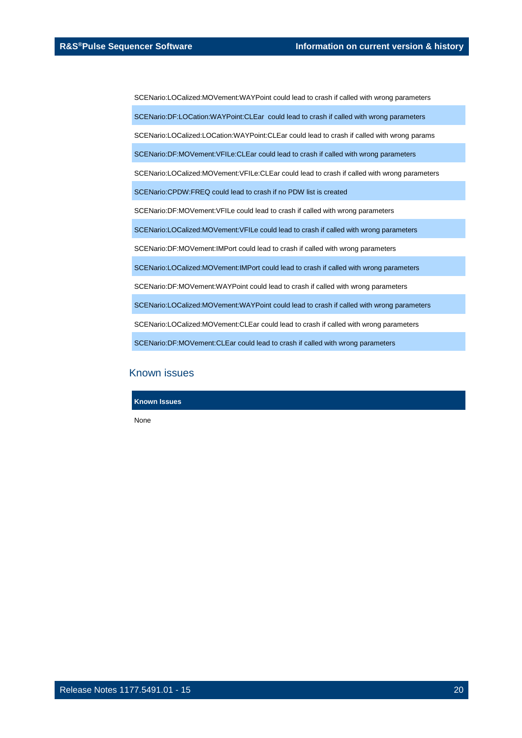| |
|---|
| SCENario:LOCalized:MOVement:WAYPoint could lead to crash if called with wrong parameters |
| SCENario:DF:LOCation:WAYPoint:CLEar  could lead to crash if called with wrong parameters |
| SCENario:LOCalized:LOCation:WAYPoint:CLEar could lead to crash if called with wrong params |
| SCENario:DF:MOVement:VFILe:CLEar could lead to crash if called with wrong parameters |
| SCENario:LOCalized:MOVement:VFILe:CLEar could lead to crash if called with wrong parameters |
| SCENario:CPDW:FREQ could lead to crash if no PDW list is created |
| SCENario:DF:MOVement:VFILe could lead to crash if called with wrong parameters |
| SCENario:LOCalized:MOVement:VFILe could lead to crash if called with wrong parameters |
| SCENario:DF:MOVement:IMPort could lead to crash if called with wrong parameters |
| SCENario:LOCalized:MOVement:IMPort could lead to crash if called with wrong parameters |
| SCENario:DF:MOVement:WAYPoint could lead to crash if called with wrong parameters |
| SCENario:LOCalized:MOVement:WAYPoint could lead to crash if called with wrong parameters |
| SCENario:LOCalized:MOVement:CLEar could lead to crash if called with wrong parameters |
| SCENario:DF:MOVement:CLEar could lead to crash if called with wrong parameters |

## Known issues

| Known Issues |
|---|
| None |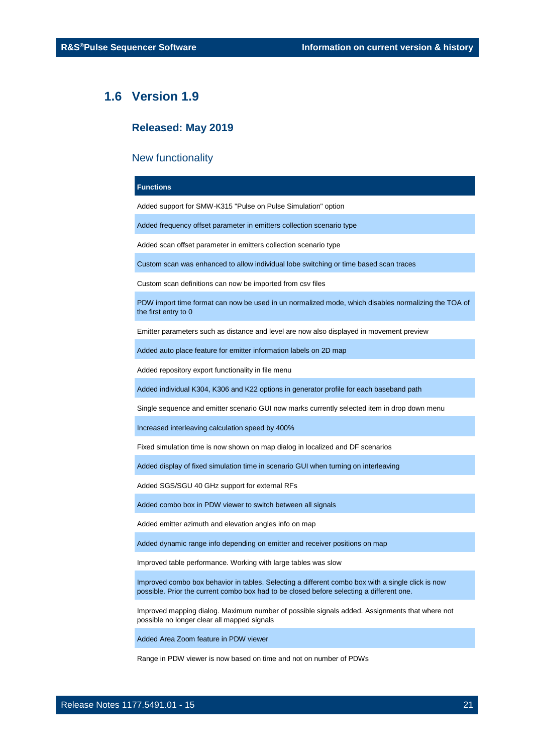## 1.6 Version 1.9

### Released: May 2019

### New functionality

| Functions |
|---|
| Added support for SMW-K315 "Pulse on Pulse Simulation" option |
| Added frequency offset parameter in emitters collection scenario type |
| Added scan offset parameter in emitters collection scenario type |
| Custom scan was enhanced to allow individual lobe switching or time based scan traces |
| Custom scan definitions can now be imported from csv files |
| PDW import time format can now be used in un normalized mode, which disables normalizing the TOA of the first entry to 0 |
| Emitter parameters such as distance and level are now also displayed in movement preview |
| Added auto place feature for emitter information labels on 2D map |
| Added repository export functionality in file menu |
| Added individual K304, K306 and K22 options in generator profile for each baseband path |
| Single sequence and emitter scenario GUI now marks currently selected item in drop down menu |
| Increased interleaving calculation speed by 400% |
| Fixed simulation time is now shown on map dialog in localized and DF scenarios |
| Added display of fixed simulation time in scenario GUI when turning on interleaving |
| Added SGS/SGU 40 GHz support for external RFs |
| Added combo box in PDW viewer to switch between all signals |
| Added emitter azimuth and elevation angles info on map |
| Added dynamic range info depending on emitter and receiver positions on map |
| Improved table performance. Working with large tables was slow |
| Improved combo box behavior in tables. Selecting a different combo box with a single click is now possible. Prior the current combo box had to be closed before selecting a different one. |
| Improved mapping dialog. Maximum number of possible signals added. Assignments that where not possible no longer clear all mapped signals |
| Added Area Zoom feature in PDW viewer |
| Range in PDW viewer is now based on time and not on number of PDWs |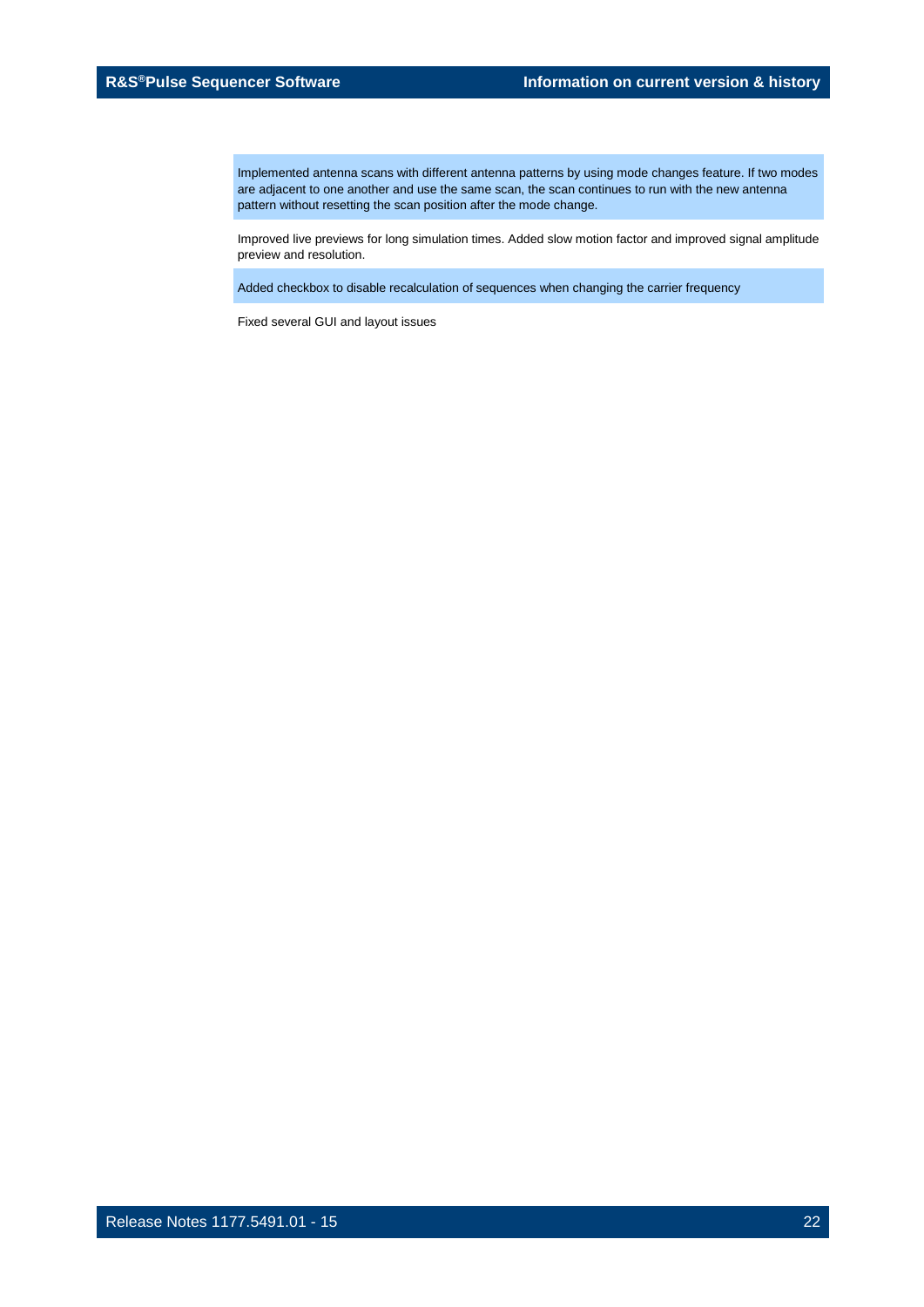Implemented antenna scans with different antenna patterns by using mode changes feature. If two modes are adjacent to one another and use the same scan, the scan continues to run with the new antenna pattern without resetting the scan position after the mode change.

Improved live previews for long simulation times. Added slow motion factor and improved signal amplitude preview and resolution.

Added checkbox to disable recalculation of sequences when changing the carrier frequency

Fixed several GUI and layout issues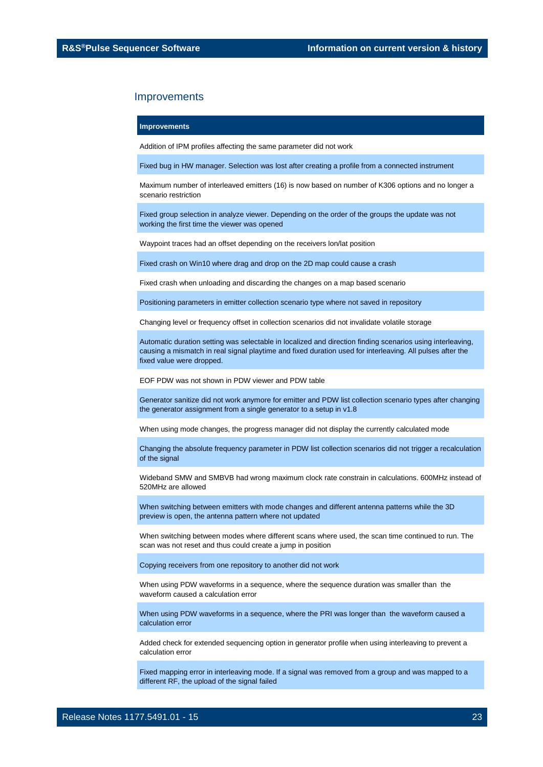## Improvements

| Improvements |
|---|
| Addition of IPM profiles affecting the same parameter did not work |
| Fixed bug in HW manager. Selection was lost after creating a profile from a connected instrument |
| Maximum number of interleaved emitters (16) is now based on number of K306 options and no longer a scenario restriction |
| Fixed group selection in analyze viewer. Depending on the order of the groups the update was not working the first time the viewer was opened |
| Waypoint traces had an offset depending on the receivers lon/lat position |
| Fixed crash on Win10 where drag and drop on the 2D map could cause a crash |
| Fixed crash when unloading and discarding the changes on a map based scenario |
| Positioning parameters in emitter collection scenario type where not saved in repository |
| Changing level or frequency offset in collection scenarios did not invalidate volatile storage |
| Automatic duration setting was selectable in localized and direction finding scenarios using interleaving, causing a mismatch in real signal playtime and fixed duration used for interleaving. All pulses after the fixed value were dropped. |
| EOF PDW was not shown in PDW viewer and PDW table |
| Generator sanitize did not work anymore for emitter and PDW list collection scenario types after changing the generator assignment from a single generator to a setup in v1.8 |
| When using mode changes, the progress manager did not display the currently calculated mode |
| Changing the absolute frequency parameter in PDW list collection scenarios did not trigger a recalculation of the signal |
| Wideband SMW and SMBVB had wrong maximum clock rate constrain in calculations. 600MHz instead of 520MHz are allowed |
| When switching between emitters with mode changes and different antenna patterns while the 3D preview is open, the antenna pattern where not updated |
| When switching between modes where different scans where used, the scan time continued to run. The scan was not reset and thus could create a jump in position |
| Copying receivers from one repository to another did not work |
| When using PDW waveforms in a sequence, where the sequence duration was smaller than the waveform caused a calculation error |
| When using PDW waveforms in a sequence, where the PRI was longer than the waveform caused a calculation error |
| Added check for extended sequencing option in generator profile when using interleaving to prevent a calculation error |
| Fixed mapping error in interleaving mode. If a signal was removed from a group and was mapped to a different RF, the upload of the signal failed |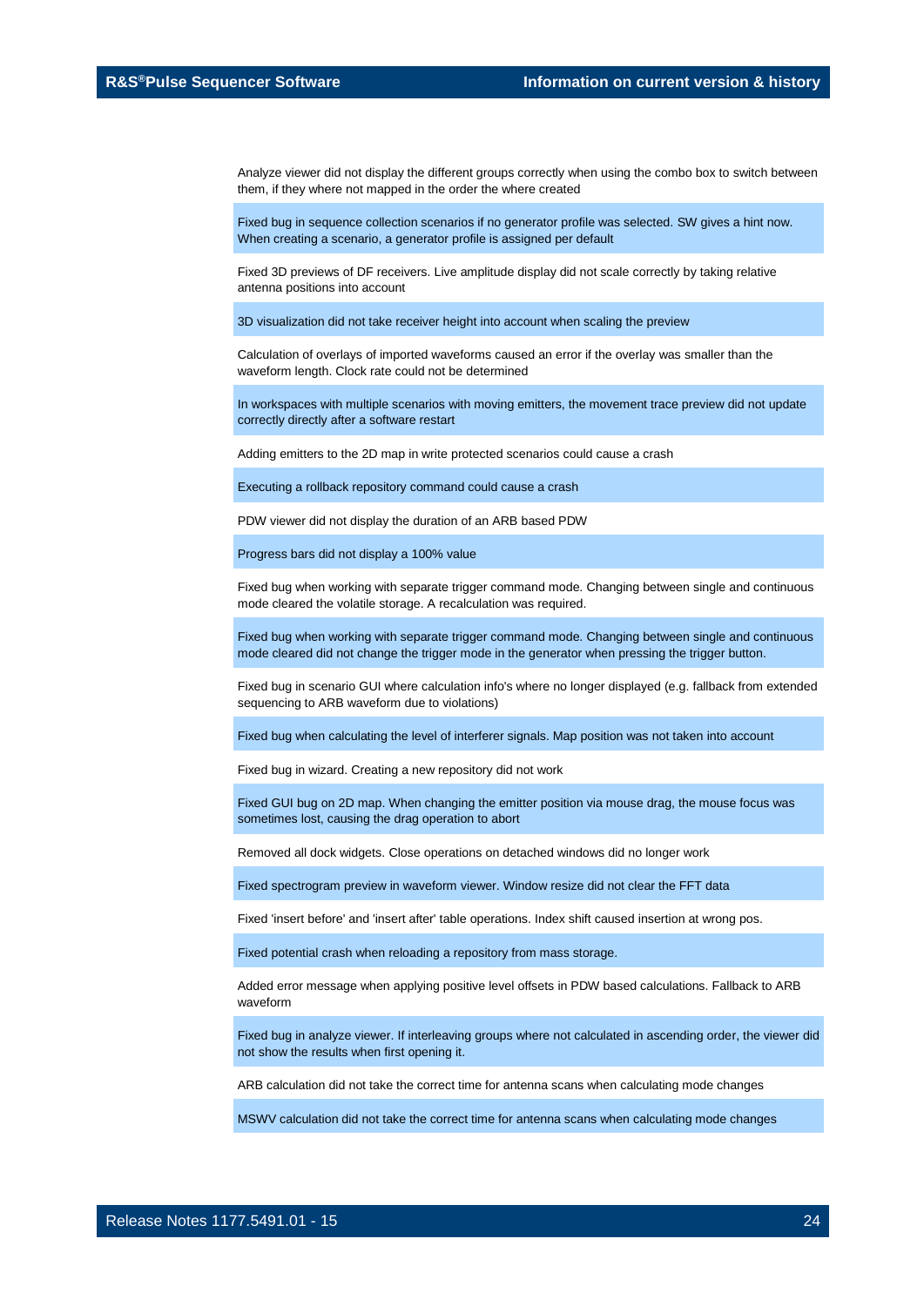Analyze viewer did not display the different groups correctly when using the combo box to switch between them, if they where not mapped in the order the where created

Fixed bug in sequence collection scenarios if no generator profile was selected. SW gives a hint now. When creating a scenario, a generator profile is assigned per default

Fixed 3D previews of DF receivers. Live amplitude display did not scale correctly by taking relative antenna positions into account

3D visualization did not take receiver height into account when scaling the preview

Calculation of overlays of imported waveforms caused an error if the overlay was smaller than the waveform length. Clock rate could not be determined

In workspaces with multiple scenarios with moving emitters, the movement trace preview did not update correctly directly after a software restart

Adding emitters to the 2D map in write protected scenarios could cause a crash

Executing a rollback repository command could cause a crash

PDW viewer did not display the duration of an ARB based PDW

Progress bars did not display a 100% value

Fixed bug when working with separate trigger command mode. Changing between single and continuous mode cleared the volatile storage. A recalculation was required.

Fixed bug when working with separate trigger command mode. Changing between single and continuous mode cleared did not change the trigger mode in the generator when pressing the trigger button.

Fixed bug in scenario GUI where calculation info's where no longer displayed (e.g. fallback from extended sequencing to ARB waveform due to violations)

Fixed bug when calculating the level of interferer signals. Map position was not taken into account

Fixed bug in wizard. Creating a new repository did not work

Fixed GUI bug on 2D map. When changing the emitter position via mouse drag, the mouse focus was sometimes lost, causing the drag operation to abort

Removed all dock widgets. Close operations on detached windows did no longer work

Fixed spectrogram preview in waveform viewer. Window resize did not clear the FFT data

Fixed 'insert before' and 'insert after' table operations. Index shift caused insertion at wrong pos.

Fixed potential crash when reloading a repository from mass storage.

Added error message when applying positive level offsets in PDW based calculations. Fallback to ARB waveform

Fixed bug in analyze viewer. If interleaving groups where not calculated in ascending order, the viewer did not show the results when first opening it.

ARB calculation did not take the correct time for antenna scans when calculating mode changes

MSWV calculation did not take the correct time for antenna scans when calculating mode changes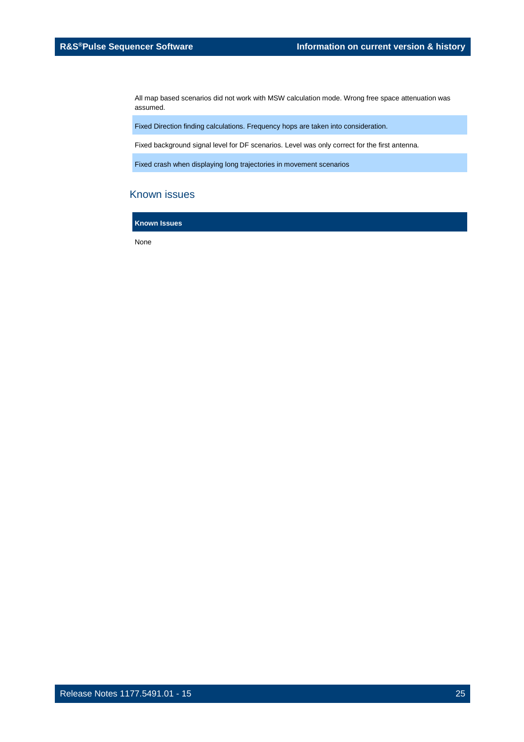| |
|---|
| All map based scenarios did not work with MSW calculation mode. Wrong free space attenuation was assumed. |
| Fixed Direction finding calculations. Frequency hops are taken into consideration. |
| Fixed background signal level for DF scenarios. Level was only correct for the first antenna. |
| Fixed crash when displaying long trajectories in movement scenarios |

## Known issues

| Known Issues |
|---|
| None |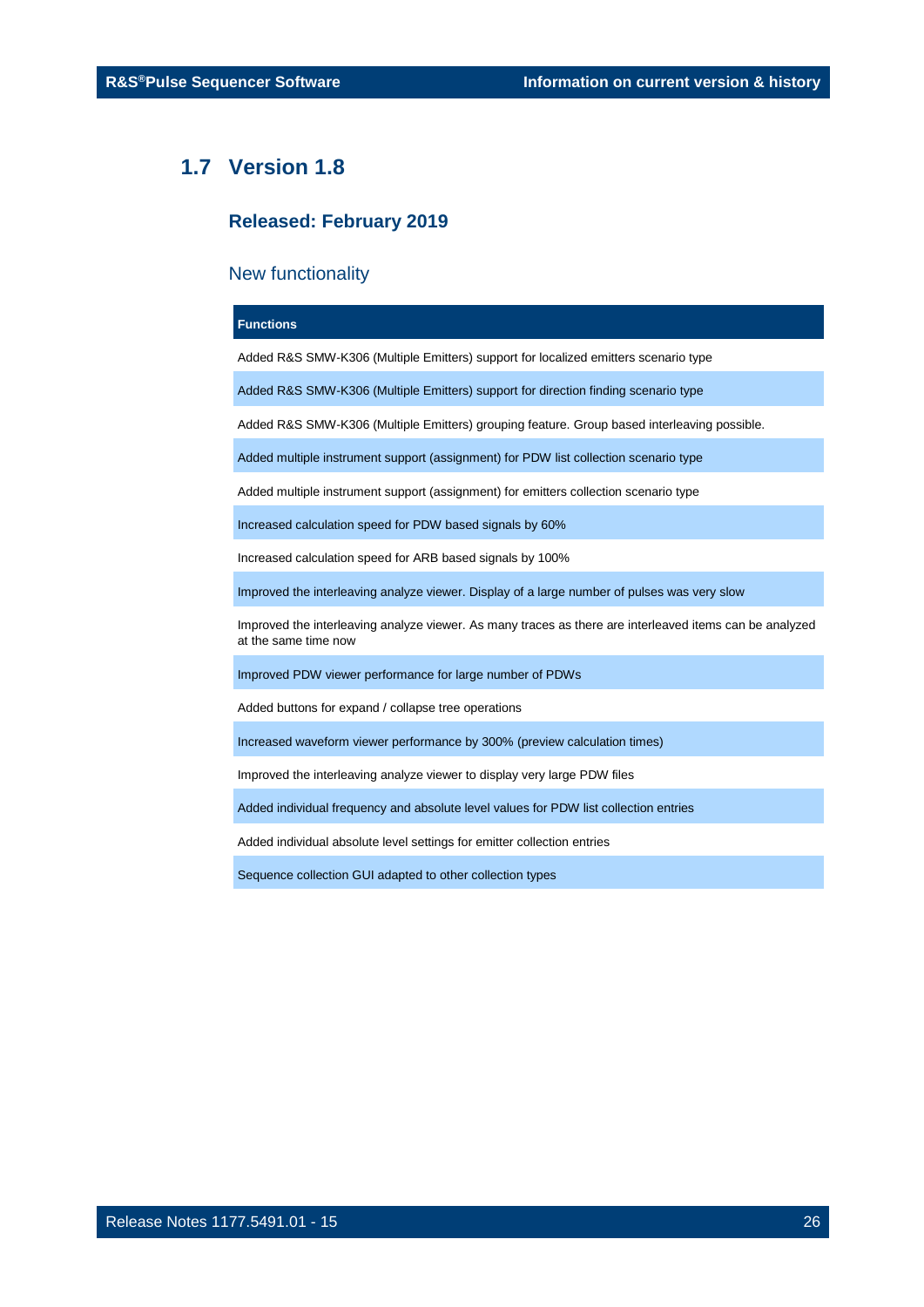## 1.7 Version 1.8

### Released: February 2019

#### New functionality

| Functions |
|---|
| Added R&S SMW-K306 (Multiple Emitters) support for localized emitters scenario type |
| Added R&S SMW-K306 (Multiple Emitters) support for direction finding scenario type |
| Added R&S SMW-K306 (Multiple Emitters) grouping feature. Group based interleaving possible. |
| Added multiple instrument support (assignment) for PDW list collection scenario type |
| Added multiple instrument support (assignment) for emitters collection scenario type |
| Increased calculation speed for PDW based signals by 60% |
| Increased calculation speed for ARB based signals by 100% |
| Improved the interleaving analyze viewer. Display of a large number of pulses was very slow |
| Improved the interleaving analyze viewer. As many traces as there are interleaved items can be analyzed at the same time now |
| Improved PDW viewer performance for large number of PDWs |
| Added buttons for expand / collapse tree operations |
| Increased waveform viewer performance by 300% (preview calculation times) |
| Improved the interleaving analyze viewer to display very large PDW files |
| Added individual frequency and absolute level values for PDW list collection entries |
| Added individual absolute level settings for emitter collection entries |
| Sequence collection GUI adapted to other collection types |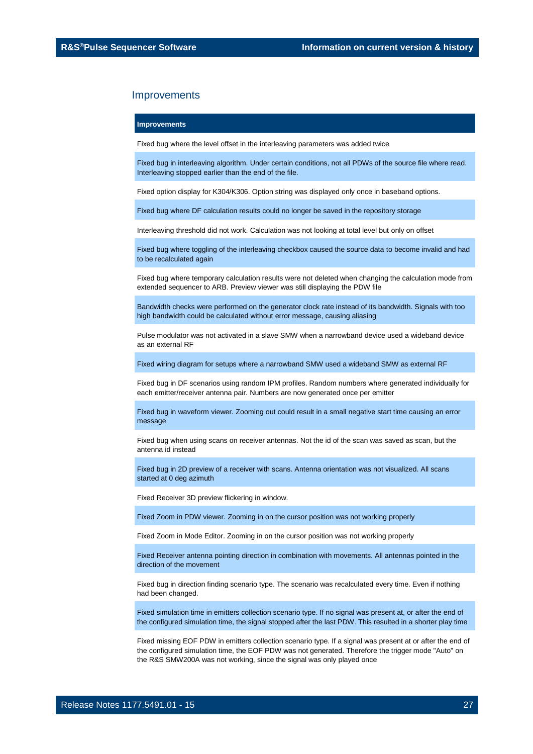## Improvements

| Improvements |
|---|
| Fixed bug where the level offset in the interleaving parameters was added twice |
| Fixed bug in interleaving algorithm. Under certain conditions, not all PDWs of the source file where read. Interleaving stopped earlier than the end of the file. |
| Fixed option display for K304/K306. Option string was displayed only once in baseband options. |
| Fixed bug where DF calculation results could no longer be saved in the repository storage |
| Interleaving threshold did not work. Calculation was not looking at total level but only on offset |
| Fixed bug where toggling of the interleaving checkbox caused the source data to become invalid and had to be recalculated again |
| Fixed bug where temporary calculation results were not deleted when changing the calculation mode from extended sequencer to ARB. Preview viewer was still displaying the PDW file |
| Bandwidth checks were performed on the generator clock rate instead of its bandwidth. Signals with too high bandwidth could be calculated without error message, causing aliasing |
| Pulse modulator was not activated in a slave SMW when a narrowband device used a wideband device as an external RF |
| Fixed wiring diagram for setups where a narrowband SMW used a wideband SMW as external RF |
| Fixed bug in DF scenarios using random IPM profiles. Random numbers where generated individually for each emitter/receiver antenna pair. Numbers are now generated once per emitter |
| Fixed bug in waveform viewer. Zooming out could result in a small negative start time causing an error message |
| Fixed bug when using scans on receiver antennas. Not the id of the scan was saved as scan, but the antenna id instead |
| Fixed bug in 2D preview of a receiver with scans. Antenna orientation was not visualized. All scans started at 0 deg azimuth |
| Fixed Receiver 3D preview flickering in window. |
| Fixed Zoom in PDW viewer. Zooming in on the cursor position was not working properly |
| Fixed Zoom in Mode Editor. Zooming in on the cursor position was not working properly |
| Fixed Receiver antenna pointing direction in combination with movements. All antennas pointed in the direction of the movement |
| Fixed bug in direction finding scenario type. The scenario was recalculated every time. Even if nothing had been changed. |
| Fixed simulation time in emitters collection scenario type. If no signal was present at, or after the end of the configured simulation time, the signal stopped after the last PDW. This resulted in a shorter play time |
| Fixed missing EOF PDW in emitters collection scenario type. If a signal was present at or after the end of the configured simulation time, the EOF PDW was not generated. Therefore the trigger mode "Auto" on the R&S SMW200A was not working, since the signal was only played once |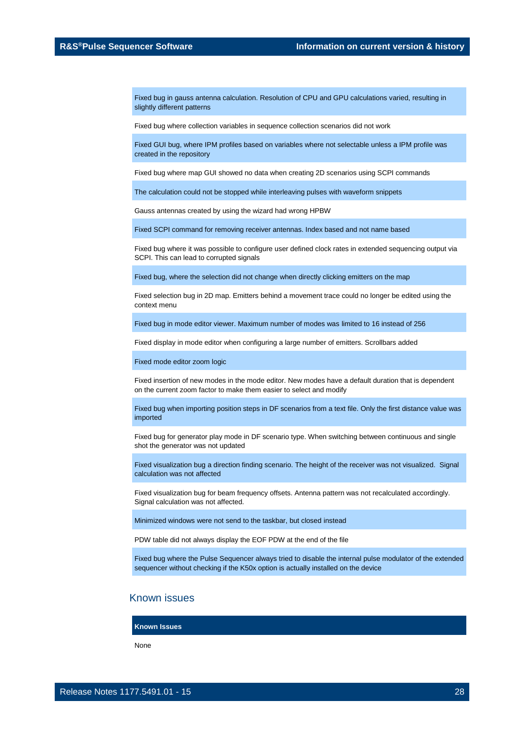| |
|---|
| Fixed bug in gauss antenna calculation. Resolution of CPU and GPU calculations varied, resulting in slightly different patterns |
| Fixed bug where collection variables in sequence collection scenarios did not work |
| Fixed GUI bug, where IPM profiles based on variables where not selectable unless a IPM profile was created in the repository |
| Fixed bug where map GUI showed no data when creating 2D scenarios using SCPI commands |
| The calculation could not be stopped while interleaving pulses with waveform snippets |
| Gauss antennas created by using the wizard had wrong HPBW |
| Fixed SCPI command for removing receiver antennas. Index based and not name based |
| Fixed bug where it was possible to configure user defined clock rates in extended sequencing output via SCPI. This can lead to corrupted signals |
| Fixed bug, where the selection did not change when directly clicking emitters on the map |
| Fixed selection bug in 2D map. Emitters behind a movement trace could no longer be edited using the context menu |
| Fixed bug in mode editor viewer. Maximum number of modes was limited to 16 instead of 256 |
| Fixed display in mode editor when configuring a large number of emitters. Scrollbars added |
| Fixed mode editor zoom logic |
| Fixed insertion of new modes in the mode editor. New modes have a default duration that is dependent on the current zoom factor to make them easier to select and modify |
| Fixed bug when importing position steps in DF scenarios from a text file. Only the first distance value was imported |
| Fixed bug for generator play mode in DF scenario type. When switching between continuous and single shot the generator was not updated |
| Fixed visualization bug a direction finding scenario. The height of the receiver was not visualized. Signal calculation was not affected |
| Fixed visualization bug for beam frequency offsets. Antenna pattern was not recalculated accordingly. Signal calculation was not affected. |
| Minimized windows were not send to the taskbar, but closed instead |
| PDW table did not always display the EOF PDW at the end of the file |
| Fixed bug where the Pulse Sequencer always tried to disable the internal pulse modulator of the extended sequencer without checking if the K50x option is actually installed on the device |

## Known issues

| Known Issues |
|---|
| None |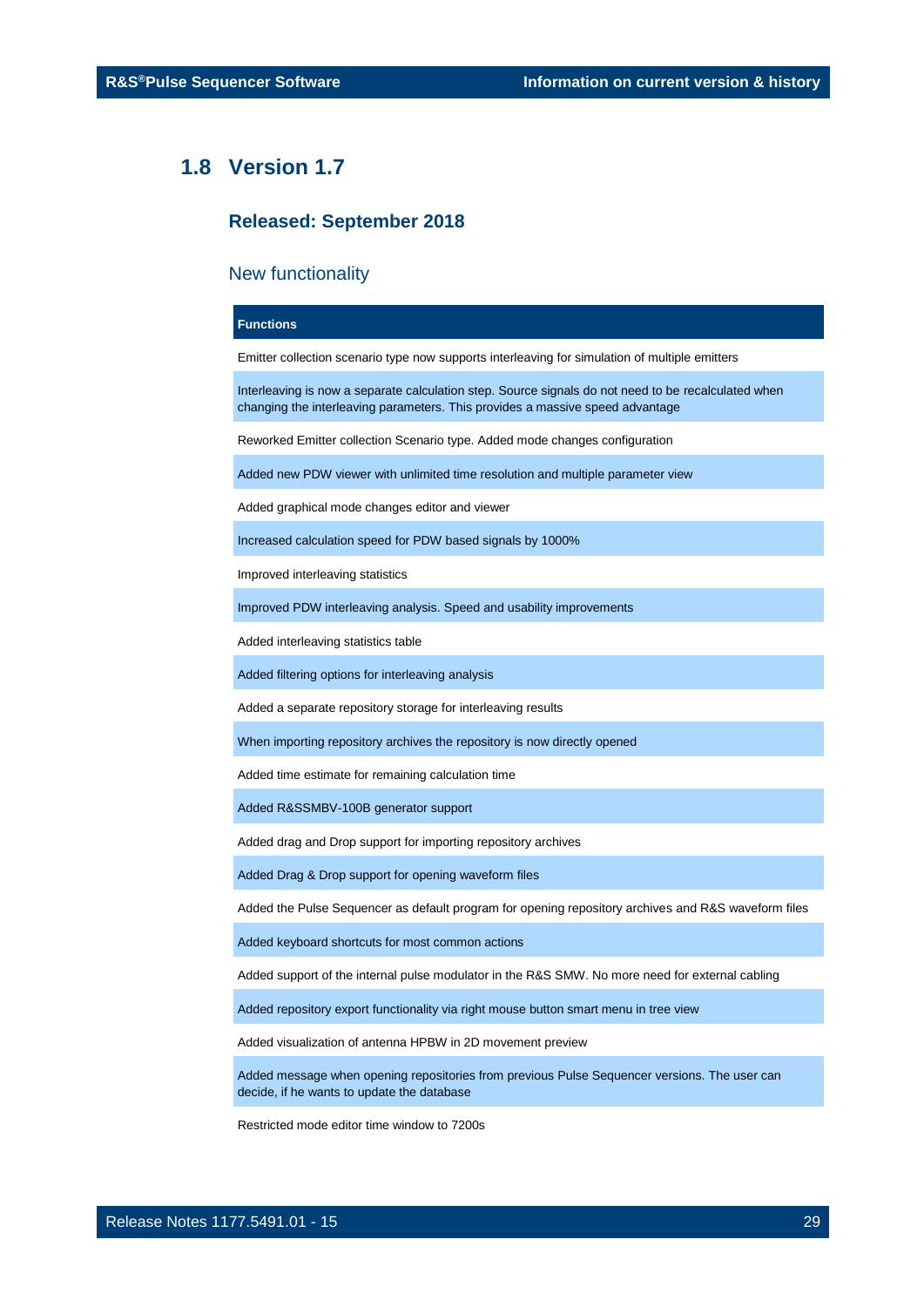## 1.8 Version 1.7

### Released: September 2018

#### New functionality

| Functions |
| --- |
| Emitter collection scenario type now supports interleaving for simulation of multiple emitters |
| Interleaving is now a separate calculation step. Source signals do not need to be recalculated when changing the interleaving parameters. This provides a massive speed advantage |
| Reworked Emitter collection Scenario type. Added mode changes configuration |
| Added new PDW viewer with unlimited time resolution and multiple parameter view |
| Added graphical mode changes editor and viewer |
| Increased calculation speed for PDW based signals by 1000% |
| Improved interleaving statistics |
| Improved PDW interleaving analysis. Speed and usability improvements |
| Added interleaving statistics table |
| Added filtering options for interleaving analysis |
| Added a separate repository storage for interleaving results |
| When importing repository archives the repository is now directly opened |
| Added time estimate for remaining calculation time |
| Added R&SSMBV-100B generator support |
| Added drag and Drop support for importing repository archives |
| Added Drag & Drop support for opening waveform files |
| Added the Pulse Sequencer as default program for opening repository archives and R&S waveform files |
| Added keyboard shortcuts for most common actions |
| Added support of the internal pulse modulator in the R&S SMW. No more need for external cabling |
| Added repository export functionality via right mouse button smart menu in tree view |
| Added visualization of antenna HPBW in 2D movement preview |
| Added message when opening repositories from previous Pulse Sequencer versions. The user can decide, if he wants to update the database |
| Restricted mode editor time window to 7200s |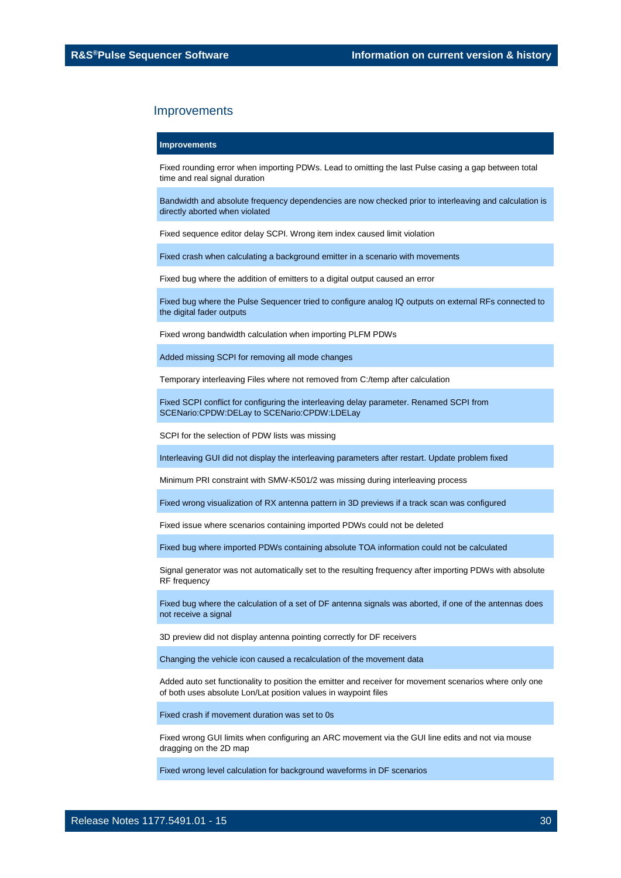## Improvements

| Improvements |
| --- |
| Fixed rounding error when importing PDWs. Lead to omitting the last Pulse casing a gap between total time and real signal duration |
| Bandwidth and absolute frequency dependencies are now checked prior to interleaving and calculation is directly aborted when violated |
| Fixed sequence editor delay SCPI. Wrong item index caused limit violation |
| Fixed crash when calculating a background emitter in a scenario with movements |
| Fixed bug where the addition of emitters to a digital output caused an error |
| Fixed bug where the Pulse Sequencer tried to configure analog IQ outputs on external RFs connected to the digital fader outputs |
| Fixed wrong bandwidth calculation when importing PLFM PDWs |
| Added missing SCPI for removing all mode changes |
| Temporary interleaving Files where not removed from C:/temp after calculation |
| Fixed SCPI conflict for configuring the interleaving delay parameter. Renamed SCPI from SCENario:CPDW:DELay to SCENario:CPDW:LDELay |
| SCPI for the selection of PDW lists was missing |
| Interleaving GUI did not display the interleaving parameters after restart. Update problem fixed |
| Minimum PRI constraint with SMW-K501/2 was missing during interleaving process |
| Fixed wrong visualization of RX antenna pattern in 3D previews if a track scan was configured |
| Fixed issue where scenarios containing imported PDWs could not be deleted |
| Fixed bug where imported PDWs containing absolute TOA information could not be calculated |
| Signal generator was not automatically set to the resulting frequency after importing PDWs with absolute RF frequency |
| Fixed bug where the calculation of a set of DF antenna signals was aborted, if one of the antennas does not receive a signal |
| 3D preview did not display antenna pointing correctly for DF receivers |
| Changing the vehicle icon caused a recalculation of the movement data |
| Added auto set functionality to position the emitter and receiver for movement scenarios where only one of both uses absolute Lon/Lat position values in waypoint files |
| Fixed crash if movement duration was set to 0s |
| Fixed wrong GUI limits when configuring an ARC movement via the GUI line edits and not via mouse dragging on the 2D map |
| Fixed wrong level calculation for background waveforms in DF scenarios |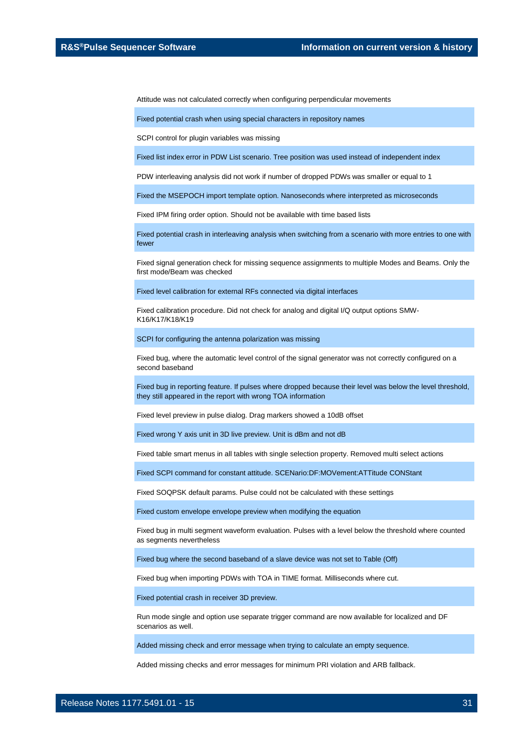Attitude was not calculated correctly when configuring perpendicular movements

Fixed potential crash when using special characters in repository names

SCPI control for plugin variables was missing

Fixed list index error in PDW List scenario. Tree position was used instead of independent index

PDW interleaving analysis did not work if number of dropped PDWs was smaller or equal to 1

Fixed the MSEPOCH import template option. Nanoseconds where interpreted as microseconds

Fixed IPM firing order option. Should not be available with time based lists

Fixed potential crash in interleaving analysis when switching from a scenario with more entries to one with fewer

Fixed signal generation check for missing sequence assignments to multiple Modes and Beams. Only the first mode/Beam was checked

Fixed level calibration for external RFs connected via digital interfaces

Fixed calibration procedure. Did not check for analog and digital I/Q output options SMW-K16/K17/K18/K19

SCPI for configuring the antenna polarization was missing

Fixed bug, where the automatic level control of the signal generator was not correctly configured on a second baseband

Fixed bug in reporting feature. If pulses where dropped because their level was below the level threshold, they still appeared in the report with wrong TOA information

Fixed level preview in pulse dialog. Drag markers showed a 10dB offset

Fixed wrong Y axis unit in 3D live preview. Unit is dBm and not dB

Fixed table smart menus in all tables with single selection property. Removed multi select actions

Fixed SCPI command for constant attitude. SCENario:DF:MOVement:ATTitude CONStant

Fixed SOQPSK default params. Pulse could not be calculated with these settings

Fixed custom envelope envelope preview when modifying the equation

Fixed bug in multi segment waveform evaluation. Pulses with a level below the threshold where counted as segments nevertheless

Fixed bug where the second baseband of a slave device was not set to Table (Off)

Fixed bug when importing PDWs with TOA in TIME format. Milliseconds where cut.

Fixed potential crash in receiver 3D preview.

Run mode single and option use separate trigger command are now available for localized and DF scenarios as well.

Added missing check and error message when trying to calculate an empty sequence.

Added missing checks and error messages for minimum PRI violation and ARB fallback.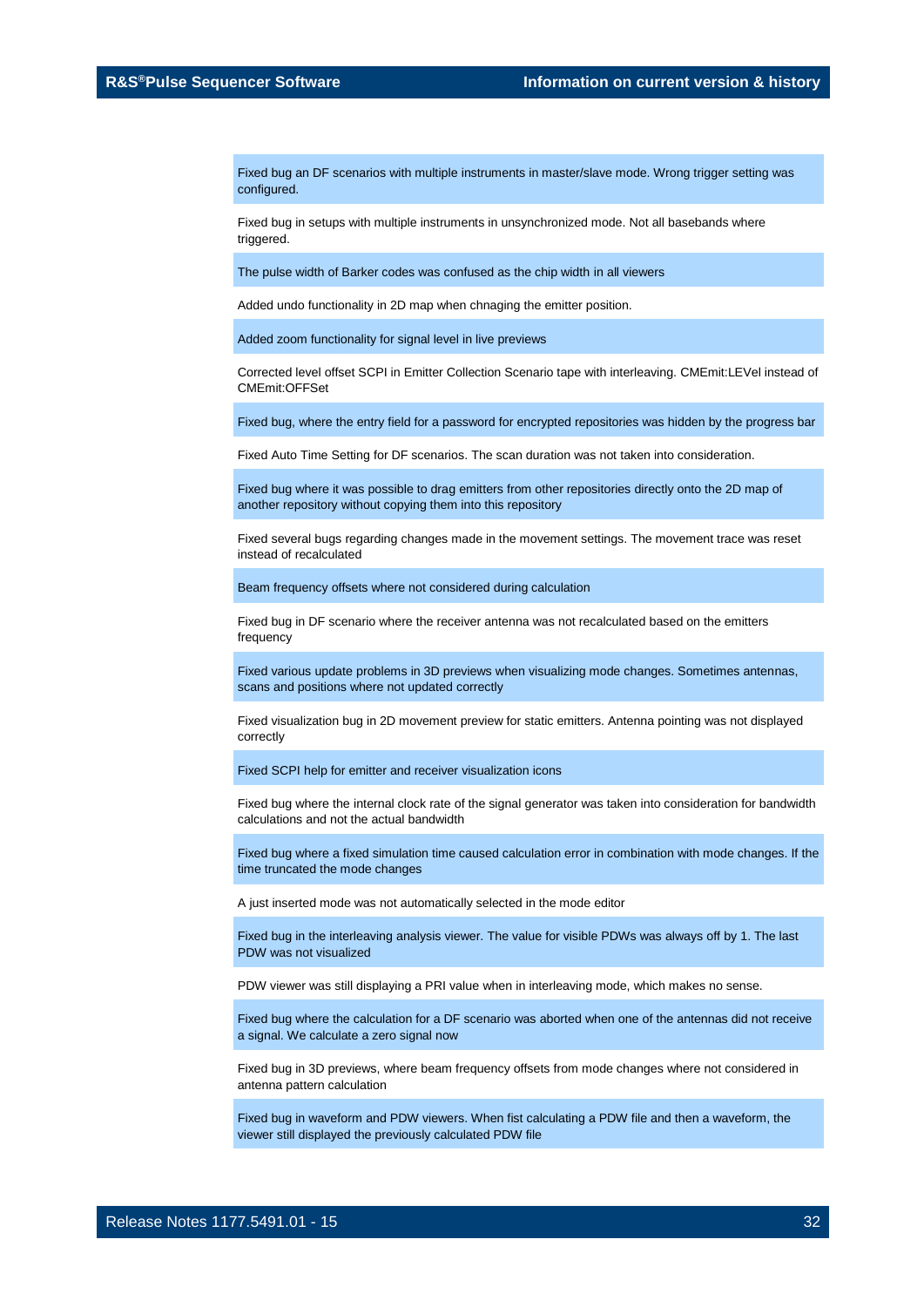Fixed bug an DF scenarios with multiple instruments in master/slave mode. Wrong trigger setting was configured.

Fixed bug in setups with multiple instruments in unsynchronized mode. Not all basebands where triggered.

The pulse width of Barker codes was confused as the chip width in all viewers

Added undo functionality in 2D map when chnaging the emitter position.

Added zoom functionality for signal level in live previews

Corrected level offset SCPI in Emitter Collection Scenario tape with interleaving. CMEmit:LEVel instead of CMEmit:OFFSet

Fixed bug, where the entry field for a password for encrypted repositories was hidden by the progress bar

Fixed Auto Time Setting for DF scenarios. The scan duration was not taken into consideration.

Fixed bug where it was possible to drag emitters from other repositories directly onto the 2D map of another repository without copying them into this repository

Fixed several bugs regarding changes made in the movement settings. The movement trace was reset instead of recalculated

Beam frequency offsets where not considered during calculation

Fixed bug in DF scenario where the receiver antenna was not recalculated based on the emitters frequency

Fixed various update problems in 3D previews when visualizing mode changes. Sometimes antennas, scans and positions where not updated correctly

Fixed visualization bug in 2D movement preview for static emitters. Antenna pointing was not displayed correctly

Fixed SCPI help for emitter and receiver visualization icons

Fixed bug where the internal clock rate of the signal generator was taken into consideration for bandwidth calculations and not the actual bandwidth

Fixed bug where a fixed simulation time caused calculation error in combination with mode changes. If the time truncated the mode changes

A just inserted mode was not automatically selected in the mode editor

Fixed bug in the interleaving analysis viewer. The value for visible PDWs was always off by 1. The last PDW was not visualized

PDW viewer was still displaying a PRI value when in interleaving mode, which makes no sense.

Fixed bug where the calculation for a DF scenario was aborted when one of the antennas did not receive a signal. We calculate a zero signal now

Fixed bug in 3D previews, where beam frequency offsets from mode changes where not considered in antenna pattern calculation

Fixed bug in waveform and PDW viewers. When fist calculating a PDW file and then a waveform, the viewer still displayed the previously calculated PDW file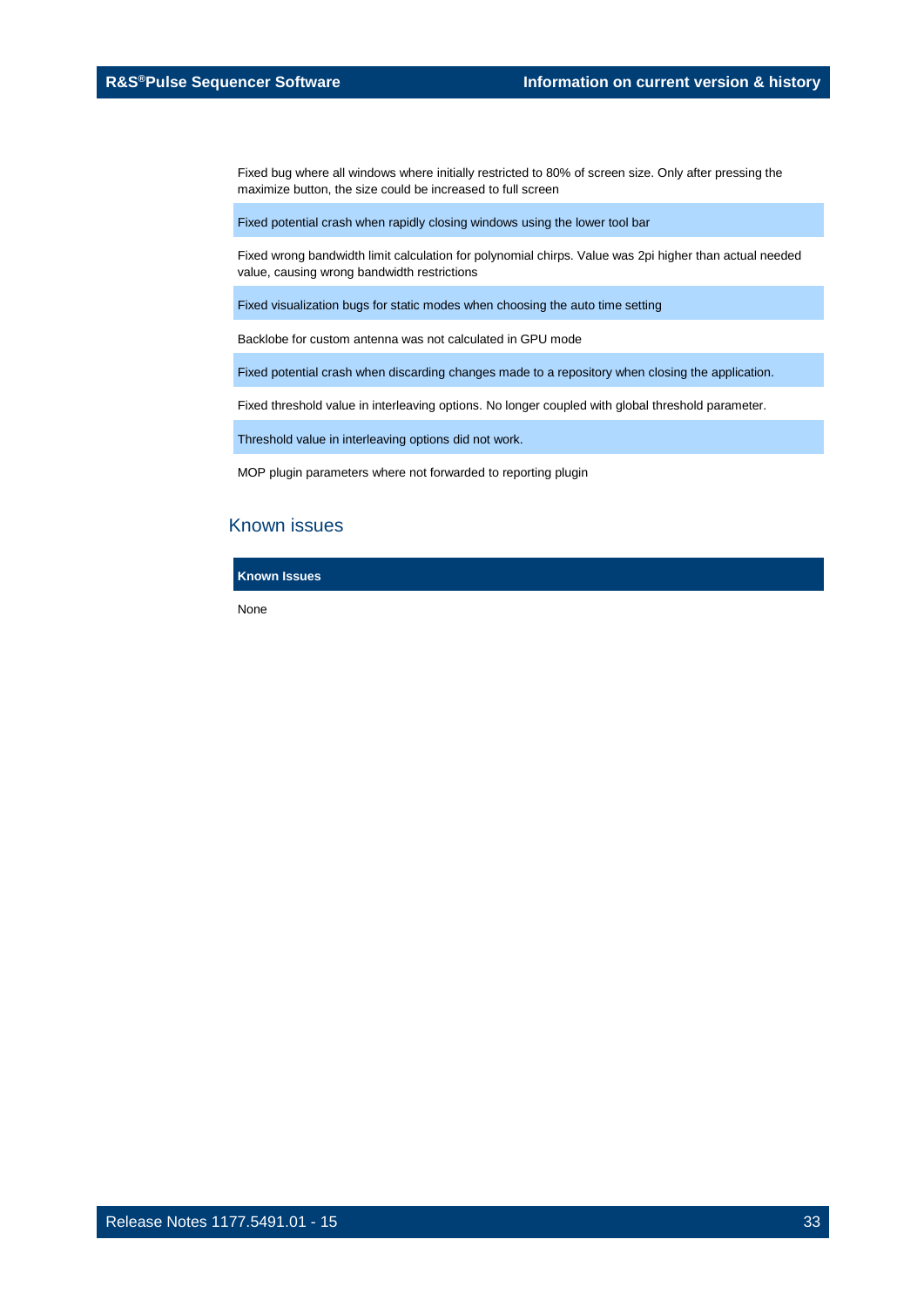| |
|---|
| Fixed bug where all windows where initially restricted to 80% of screen size. Only after pressing the maximize button, the size could be increased to full screen |
| Fixed potential crash when rapidly closing windows using the lower tool bar |
| Fixed wrong bandwidth limit calculation for polynomial chirps. Value was 2pi higher than actual needed value, causing wrong bandwidth restrictions |
| Fixed visualization bugs for static modes when choosing the auto time setting |
| Backlobe for custom antenna was not calculated in GPU mode |
| Fixed potential crash when discarding changes made to a repository when closing the application. |
| Fixed threshold value in interleaving options. No longer coupled with global threshold parameter. |
| Threshold value in interleaving options did not work. |
| MOP plugin parameters where not forwarded to reporting plugin |

## Known issues

| Known Issues |
|---|
| None |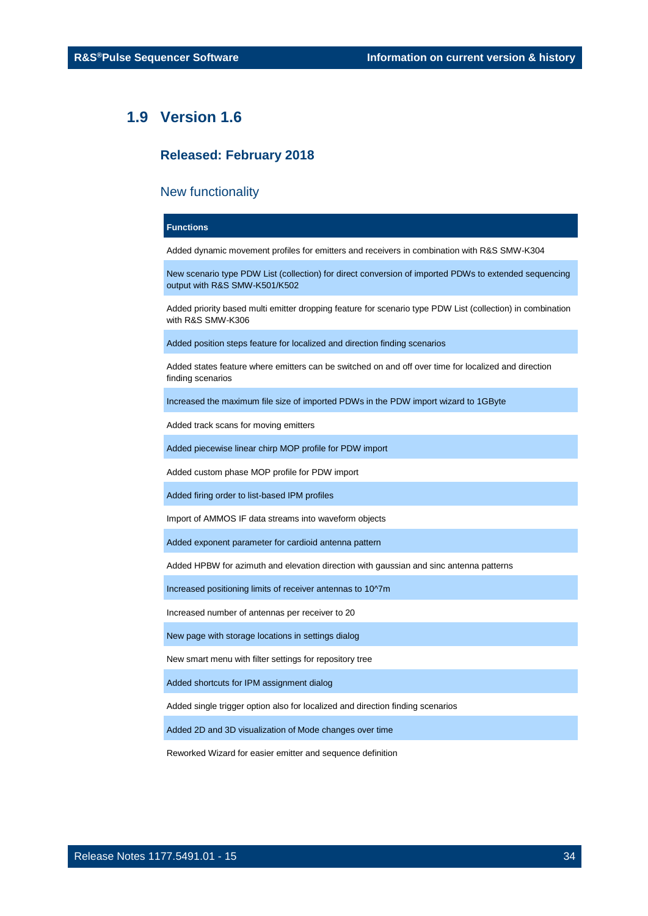## 1.9 Version 1.6

### Released: February 2018

#### New functionality

| Functions |
| --- |
| Added dynamic movement profiles for emitters and receivers in combination with R&S SMW-K304 |
| New scenario type PDW List (collection) for direct conversion of imported PDWs to extended sequencing output with R&S SMW-K501/K502 |
| Added priority based multi emitter dropping feature for scenario type PDW List (collection) in combination with R&S SMW-K306 |
| Added position steps feature for localized and direction finding scenarios |
| Added states feature where emitters can be switched on and off over time for localized and direction finding scenarios |
| Increased the maximum file size of imported PDWs in the PDW import wizard to 1GByte |
| Added track scans for moving emitters |
| Added piecewise linear chirp MOP profile for PDW import |
| Added custom phase MOP profile for PDW import |
| Added firing order to list-based IPM profiles |
| Import of AMMOS IF data streams into waveform objects |
| Added exponent parameter for cardioid antenna pattern |
| Added HPBW for azimuth and elevation direction with gaussian and sinc antenna patterns |
| Increased positioning limits of receiver antennas to 10^7m |
| Increased number of antennas per receiver to 20 |
| New page with storage locations in settings dialog |
| New smart menu with filter settings for repository tree |
| Added shortcuts for IPM assignment dialog |
| Added single trigger option also for localized and direction finding scenarios |
| Added 2D and 3D visualization of Mode changes over time |
| Reworked Wizard for easier emitter and sequence definition |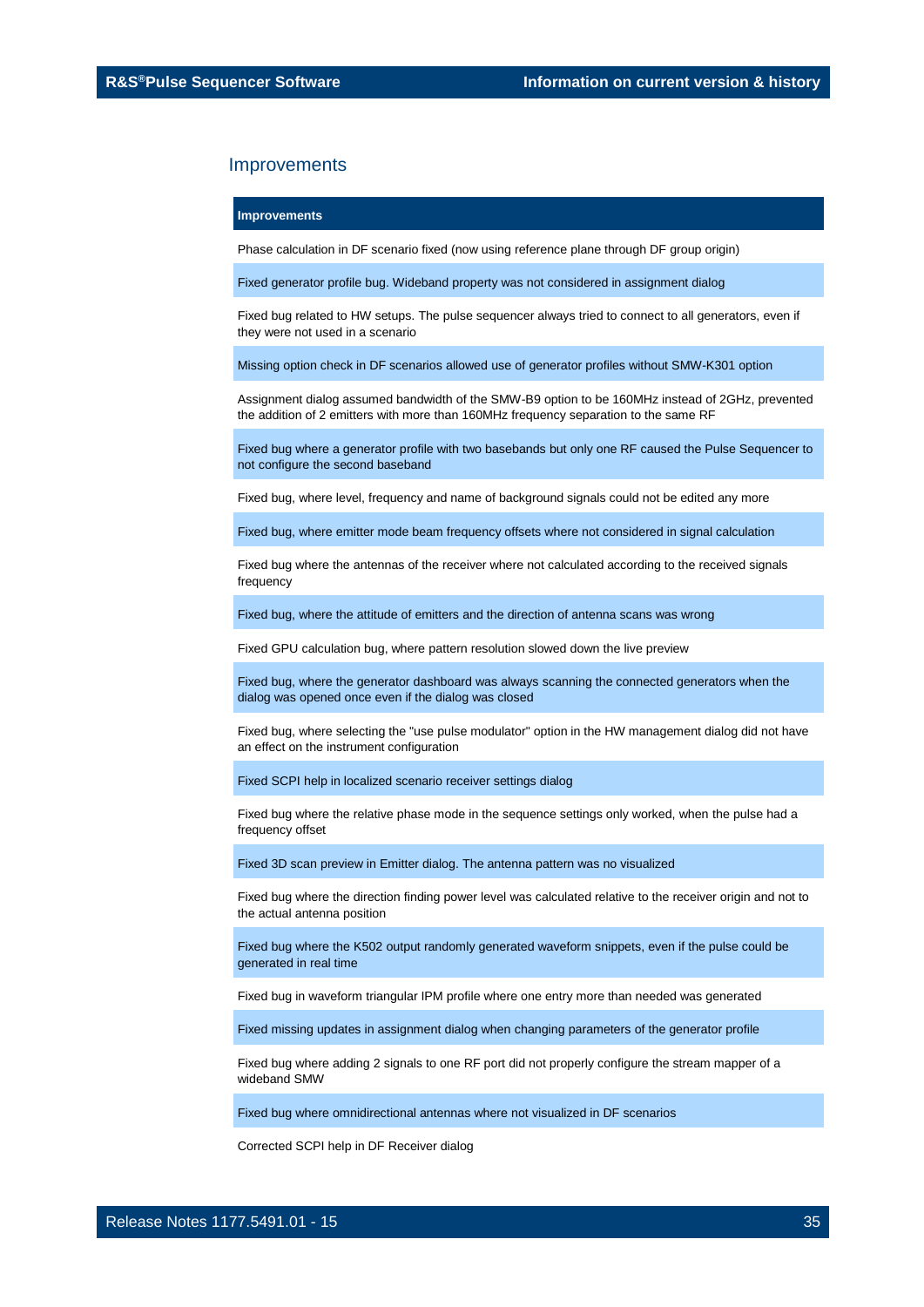## Improvements

| Improvements |
|---|
| Phase calculation in DF scenario fixed (now using reference plane through DF group origin) |
| Fixed generator profile bug. Wideband property was not considered in assignment dialog |
| Fixed bug related to HW setups. The pulse sequencer always tried to connect to all generators, even if they were not used in a scenario |
| Missing option check in DF scenarios allowed use of generator profiles without SMW-K301 option |
| Assignment dialog assumed bandwidth of the SMW-B9 option to be 160MHz instead of 2GHz, prevented the addition of 2 emitters with more than 160MHz frequency separation to the same RF |
| Fixed bug where a generator profile with two basebands but only one RF caused the Pulse Sequencer to not configure the second baseband |
| Fixed bug, where level, frequency and name of background signals could not be edited any more |
| Fixed bug, where emitter mode beam frequency offsets where not considered in signal calculation |
| Fixed bug where the antennas of the receiver where not calculated according to the received signals frequency |
| Fixed bug, where the attitude of emitters and the direction of antenna scans was wrong |
| Fixed GPU calculation bug, where pattern resolution slowed down the live preview |
| Fixed bug, where the generator dashboard was always scanning the connected generators when the dialog was opened once even if the dialog was closed |
| Fixed bug, where selecting the "use pulse modulator" option in the HW management dialog did not have an effect on the instrument configuration |
| Fixed SCPI help in localized scenario receiver settings dialog |
| Fixed bug where the relative phase mode in the sequence settings only worked, when the pulse had a frequency offset |
| Fixed 3D scan preview in Emitter dialog. The antenna pattern was no visualized |
| Fixed bug where the direction finding power level was calculated relative to the receiver origin and not to the actual antenna position |
| Fixed bug where the K502 output randomly generated waveform snippets, even if the pulse could be generated in real time |
| Fixed bug in waveform triangular IPM profile where one entry more than needed was generated |
| Fixed missing updates in assignment dialog when changing parameters of the generator profile |
| Fixed bug where adding 2 signals to one RF port did not properly configure the stream mapper of a wideband SMW |
| Fixed bug where omnidirectional antennas where not visualized in DF scenarios |
| Corrected SCPI help in DF Receiver dialog |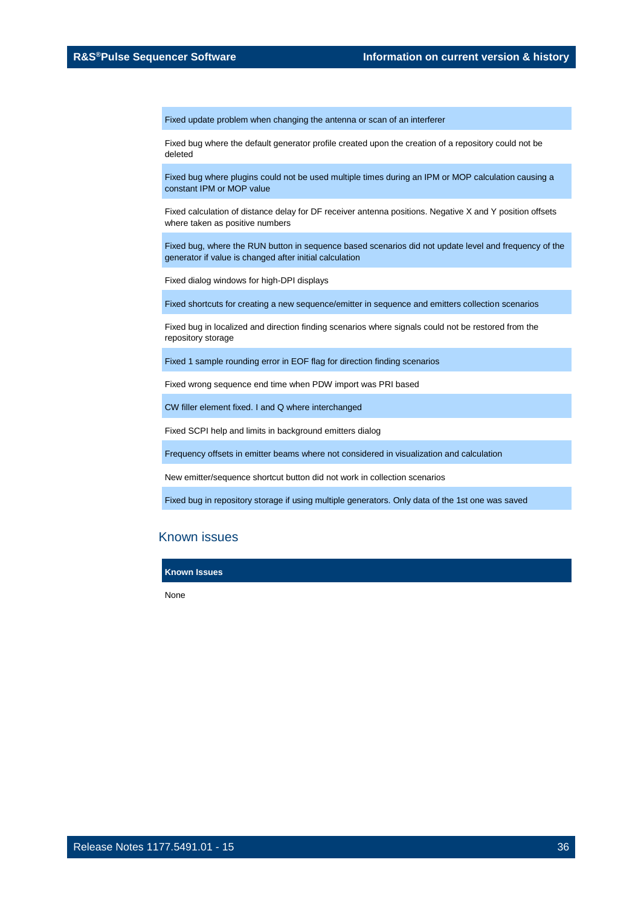| |
|---|
| Fixed update problem when changing the antenna or scan of an interferer |
| Fixed bug where the default generator profile created upon the creation of a repository could not be deleted |
| Fixed bug where plugins could not be used multiple times during an IPM or MOP calculation causing a constant IPM or MOP value |
| Fixed calculation of distance delay for DF receiver antenna positions. Negative X and Y position offsets where taken as positive numbers |
| Fixed bug, where the RUN button in sequence based scenarios did not update level and frequency of the generator if value is changed after initial calculation |
| Fixed dialog windows for high-DPI displays |
| Fixed shortcuts for creating a new sequence/emitter in sequence and emitters collection scenarios |
| Fixed bug in localized and direction finding scenarios where signals could not be restored from the repository storage |
| Fixed 1 sample rounding error in EOF flag for direction finding scenarios |
| Fixed wrong sequence end time when PDW import was PRI based |
| CW filler element fixed. I and Q where interchanged |
| Fixed SCPI help and limits in background emitters dialog |
| Frequency offsets in emitter beams where not considered in visualization and calculation |
| New emitter/sequence shortcut button did not work in collection scenarios |
| Fixed bug in repository storage if using multiple generators. Only data of the 1st one was saved |

## Known issues

| Known Issues |
|---|
| None |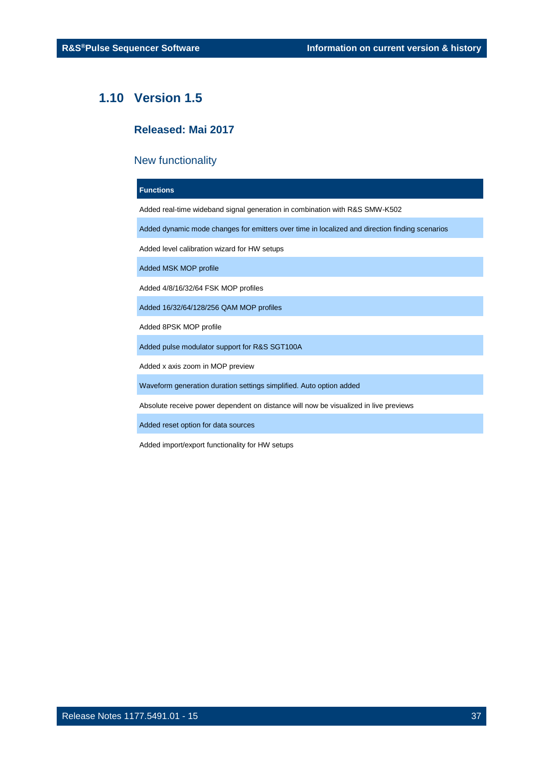## 1.10 Version 1.5

### Released: Mai 2017

#### New functionality

| Functions |
|---|
| Added real-time wideband signal generation in combination with R&S SMW-K502 |
| Added dynamic mode changes for emitters over time in localized and direction finding scenarios |
| Added level calibration wizard for HW setups |
| Added MSK MOP profile |
| Added 4/8/16/32/64 FSK MOP profiles |
| Added 16/32/64/128/256 QAM MOP profiles |
| Added 8PSK MOP profile |
| Added pulse modulator support for R&S SGT100A |
| Added x axis zoom in MOP preview |
| Waveform generation duration settings simplified. Auto option added |
| Absolute receive power dependent on distance will now be visualized in live previews |
| Added reset option for data sources |
| Added import/export functionality for HW setups |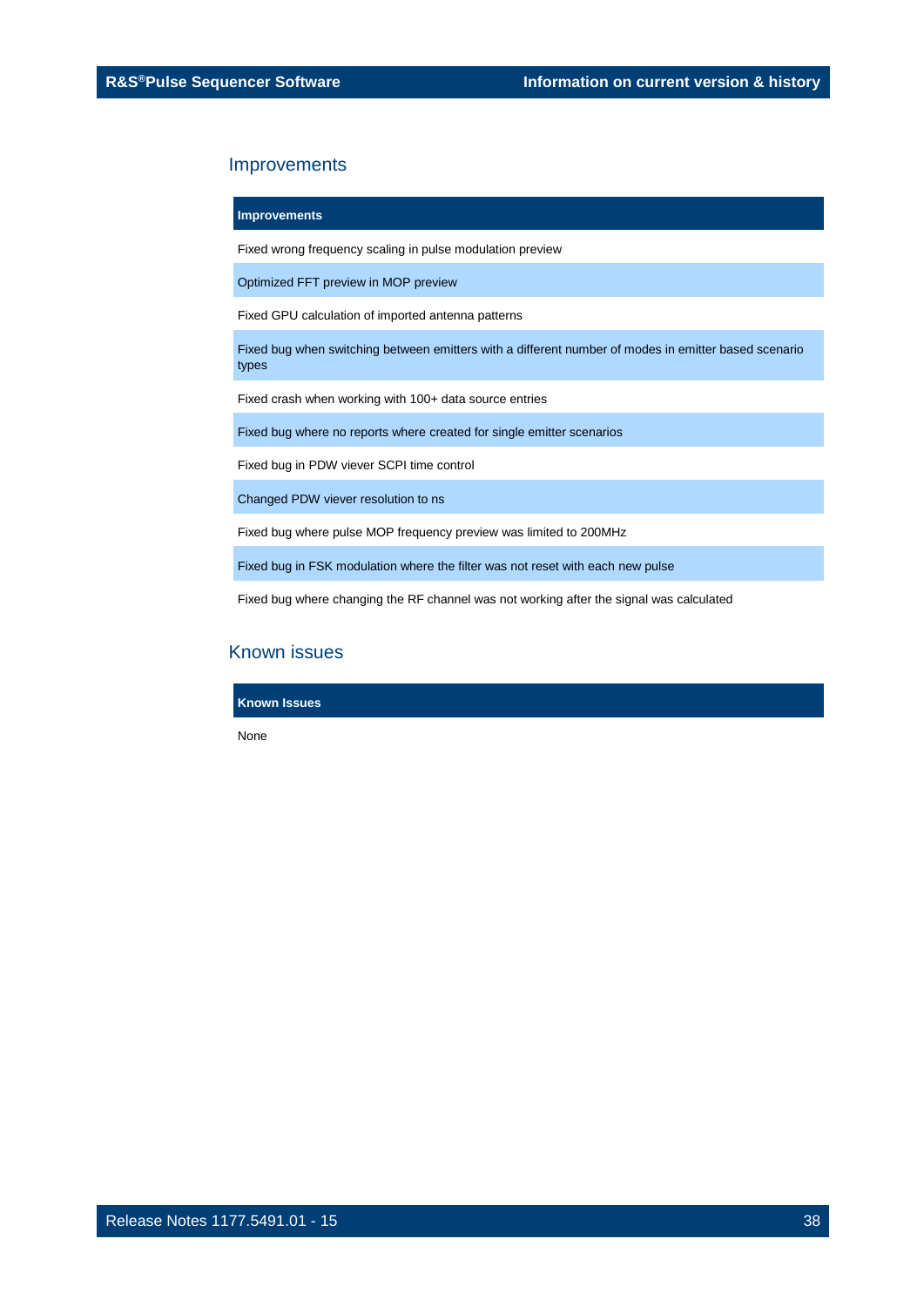## Improvements

| Improvements |
|---|
| Fixed wrong frequency scaling in pulse modulation preview |
| Optimized FFT preview in MOP preview |
| Fixed GPU calculation of imported antenna patterns |
| Fixed bug when switching between emitters with a different number of modes in emitter based scenario types |
| Fixed crash when working with 100+ data source entries |
| Fixed bug where no reports where created for single emitter scenarios |
| Fixed bug in PDW viever SCPI time control |
| Changed PDW viever resolution to ns |
| Fixed bug where pulse MOP frequency preview was limited to 200MHz |
| Fixed bug in FSK modulation where the filter was not reset with each new pulse |
| Fixed bug where changing the RF channel was not working after the signal was calculated |

## Known issues

| Known Issues |
|---|
| None |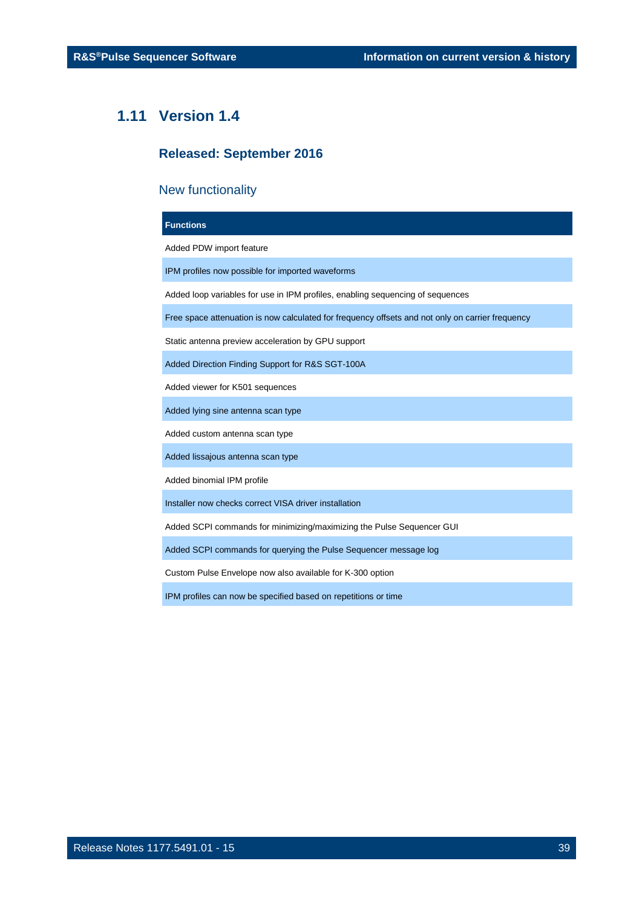## 1.11 Version 1.4

### Released: September 2016

#### New functionality

| Functions |
| --- |
| Added PDW import feature |
| IPM profiles now possible for imported waveforms |
| Added loop variables for use in IPM profiles, enabling sequencing of sequences |
| Free space attenuation is now calculated for frequency offsets and not only on carrier frequency |
| Static antenna preview acceleration by GPU support |
| Added Direction Finding Support for R&S SGT-100A |
| Added viewer for K501 sequences |
| Added lying sine antenna scan type |
| Added custom antenna scan type |
| Added lissajous antenna scan type |
| Added binomial IPM profile |
| Installer now checks correct VISA driver installation |
| Added SCPI commands for minimizing/maximizing the Pulse Sequencer GUI |
| Added SCPI commands for querying the Pulse Sequencer message log |
| Custom Pulse Envelope now also available for K-300 option |
| IPM profiles can now be specified based on repetitions or time |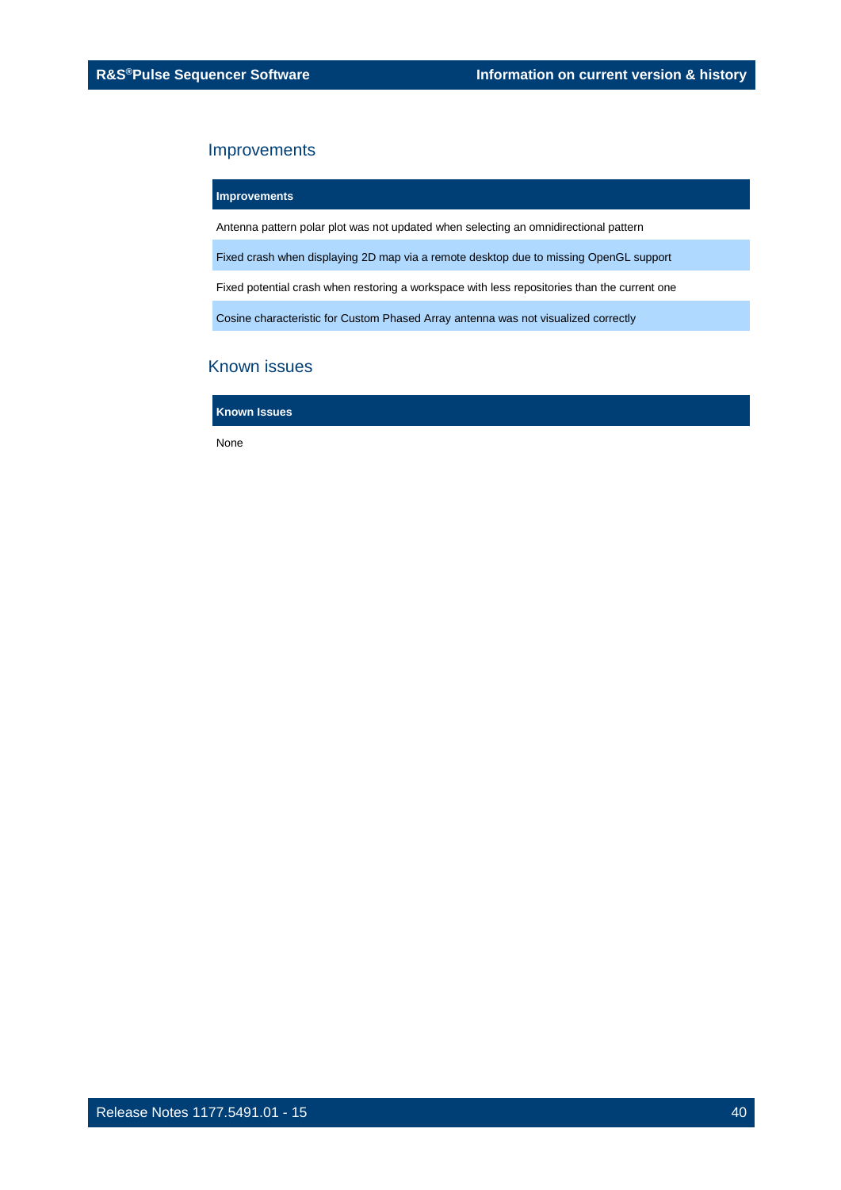## Improvements

| Improvements |
|---|
| Antenna pattern polar plot was not updated when selecting an omnidirectional pattern |
| Fixed crash when displaying 2D map via a remote desktop due to missing OpenGL support |
| Fixed potential crash when restoring a workspace with less repositories than the current one |
| Cosine characteristic for Custom Phased Array antenna was not visualized correctly |

## Known issues

| Known Issues |
|---|
| None |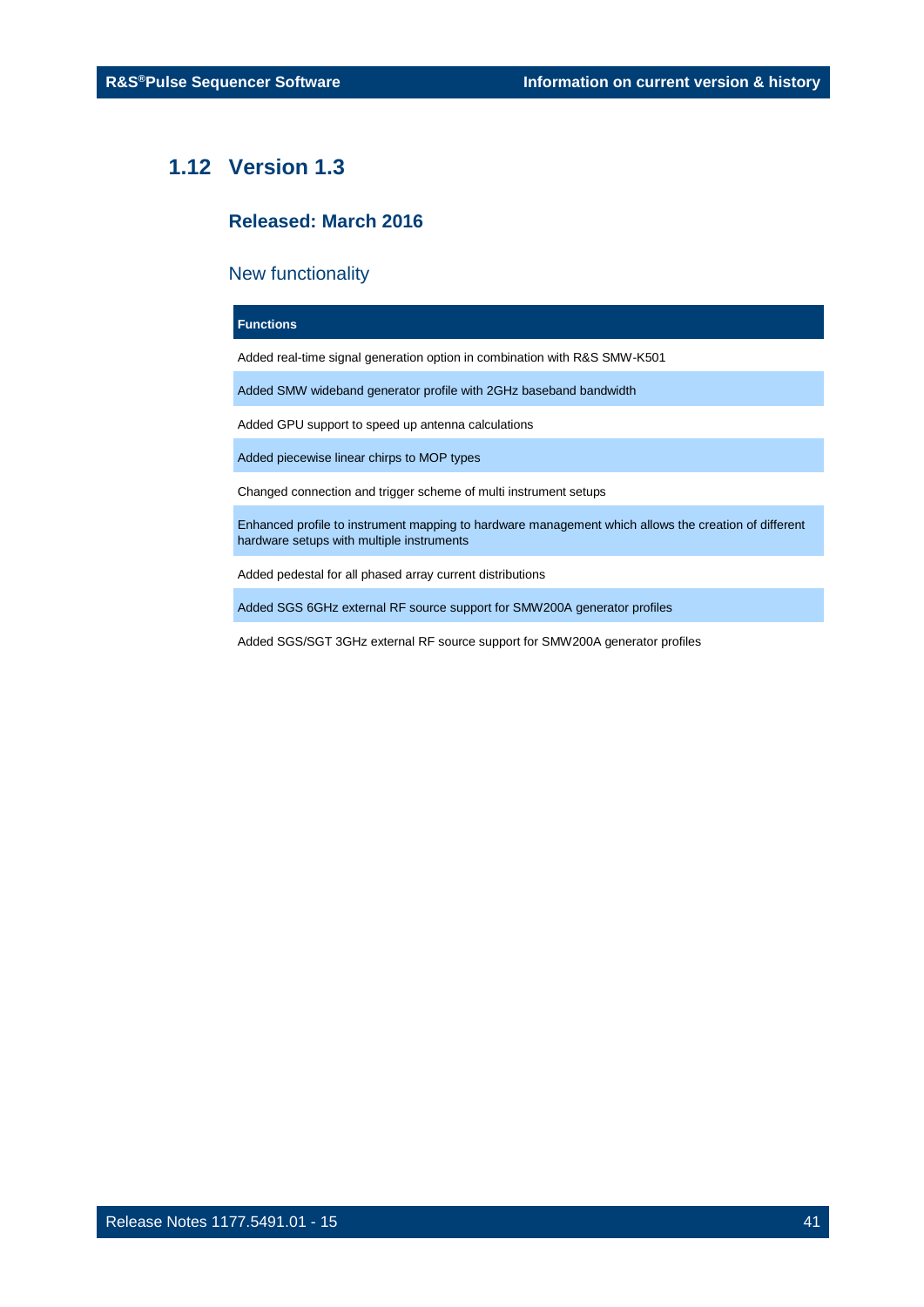## 1.12 Version 1.3

### Released: March 2016

#### New functionality

| Functions |
| --- |
| Added real-time signal generation option in combination with R&S SMW-K501 |
| Added SMW wideband generator profile with 2GHz baseband bandwidth |
| Added GPU support to speed up antenna calculations |
| Added piecewise linear chirps to MOP types |
| Changed connection and trigger scheme of multi instrument setups |
| Enhanced profile to instrument mapping to hardware management which allows the creation of different hardware setups with multiple instruments |
| Added pedestal for all phased array current distributions |
| Added SGS 6GHz external RF source support for SMW200A generator profiles |
| Added SGS/SGT 3GHz external RF source support for SMW200A generator profiles |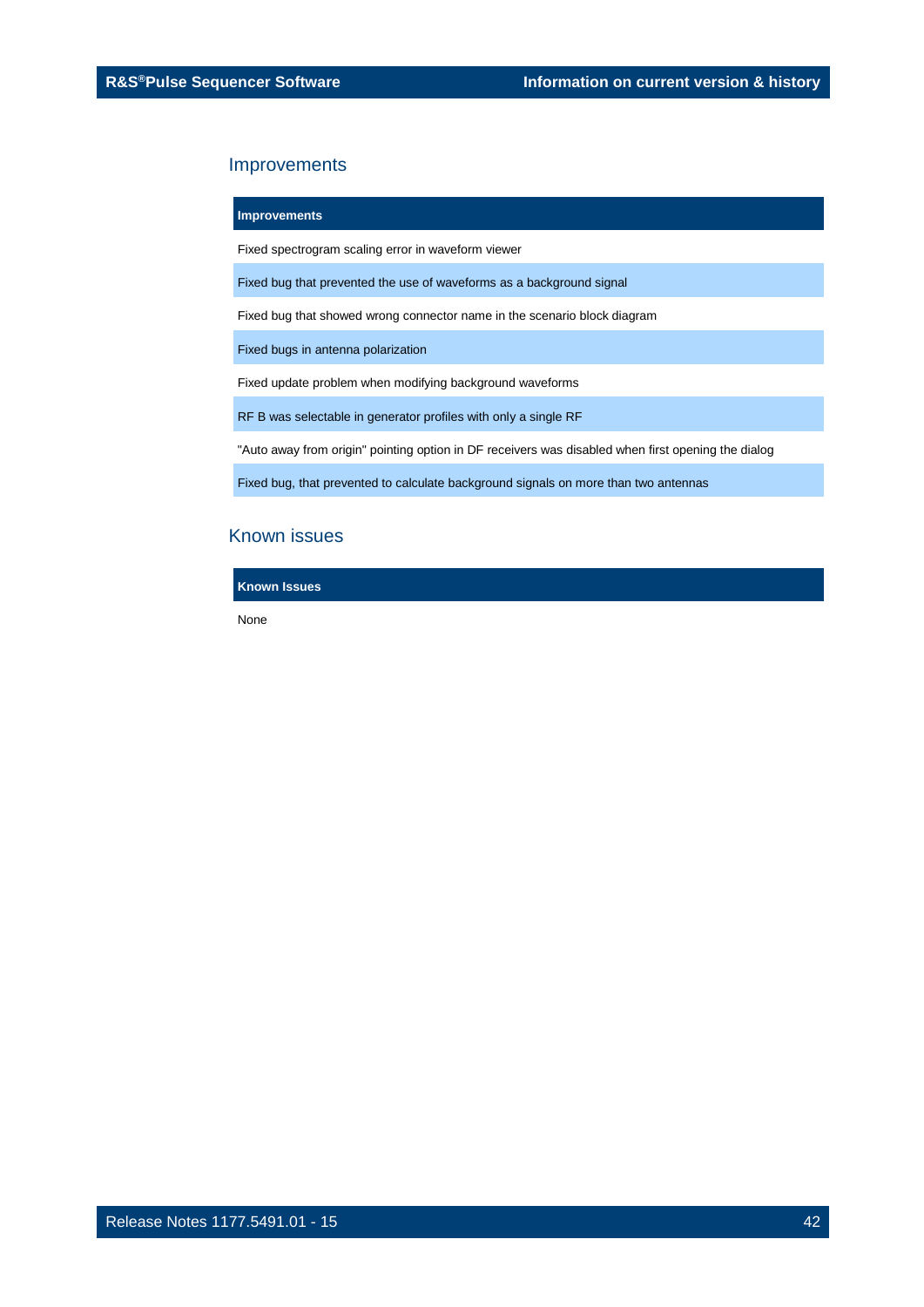## Improvements

| Improvements |
|---|
| Fixed spectrogram scaling error in waveform viewer |
| Fixed bug that prevented the use of waveforms as a background signal |
| Fixed bug that showed wrong connector name in the scenario block diagram |
| Fixed bugs in antenna polarization |
| Fixed update problem when modifying background waveforms |
| RF B was selectable in generator profiles with only a single RF |
| "Auto away from origin" pointing option in DF receivers was disabled when first opening the dialog |
| Fixed bug, that prevented to calculate background signals on more than two antennas |

## Known issues

| Known Issues |
|---|
| None |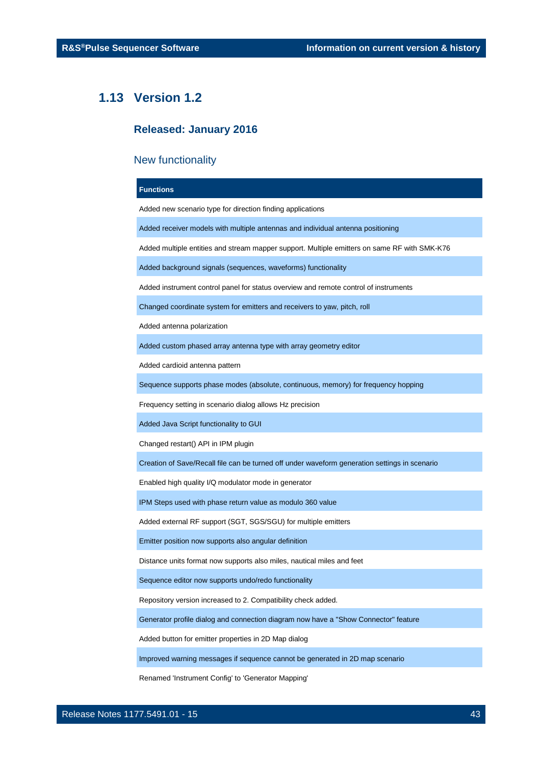## 1.13 Version 1.2

### Released: January 2016

### New functionality

| Functions |
| --- |
| Added new scenario type for direction finding applications |
| Added receiver models with multiple antennas and individual antenna positioning |
| Added multiple entities and stream mapper support. Multiple emitters on same RF with SMK-K76 |
| Added background signals (sequences, waveforms) functionality |
| Added instrument control panel for status overview and remote control of instruments |
| Changed coordinate system for emitters and receivers to yaw, pitch, roll |
| Added antenna polarization |
| Added custom phased array antenna type with array geometry editor |
| Added cardioid antenna pattern |
| Sequence supports phase modes (absolute, continuous, memory) for frequency hopping |
| Frequency setting in scenario dialog allows Hz precision |
| Added Java Script functionality to GUI |
| Changed restart() API in IPM plugin |
| Creation of Save/Recall file can be turned off under waveform generation settings in scenario |
| Enabled high quality I/Q modulator mode in generator |
| IPM Steps used with phase return value as modulo 360 value |
| Added external RF support (SGT, SGS/SGU) for multiple emitters |
| Emitter position now supports also angular definition |
| Distance units format now supports also miles, nautical miles and feet |
| Sequence editor now supports undo/redo functionality |
| Repository version increased to 2. Compatibility check added. |
| Generator profile dialog and connection diagram now have a "Show Connector" feature |
| Added button for emitter properties in 2D Map dialog |
| Improved warning messages if sequence cannot be generated in 2D map scenario |
| Renamed 'Instrument Config' to 'Generator Mapping' |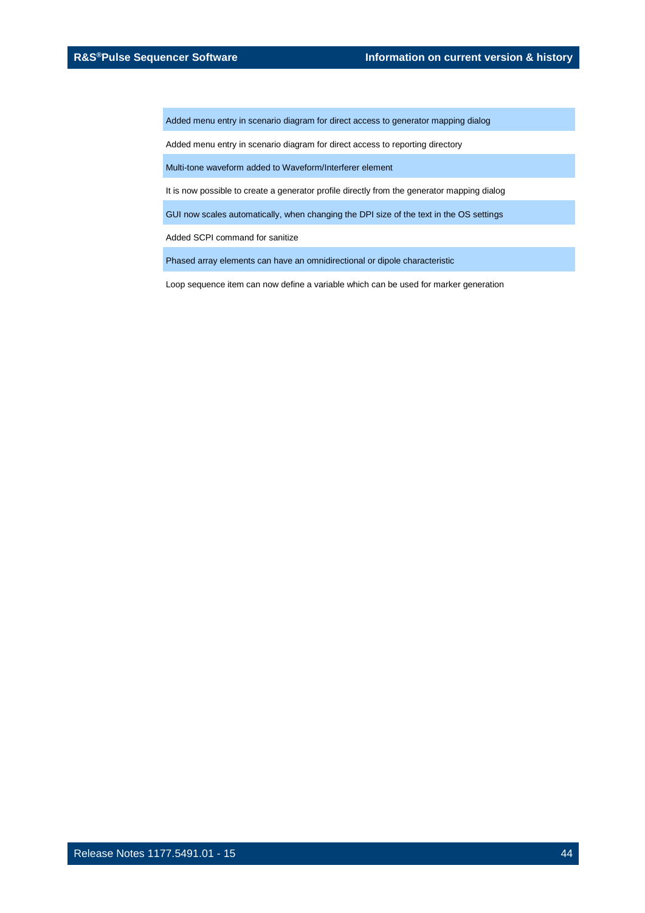| |
|---|
| Added menu entry in scenario diagram for direct access to generator mapping dialog |
| Added menu entry in scenario diagram for direct access to reporting directory |
| Multi-tone waveform added to Waveform/Interferer element |
| It is now possible to create a generator profile directly from the generator mapping dialog |
| GUI now scales automatically, when changing the DPI size of the text in the OS settings |
| Added SCPI command for sanitize |
| Phased array elements can have an omnidirectional or dipole characteristic |
| Loop sequence item can now define a variable which can be used for marker generation |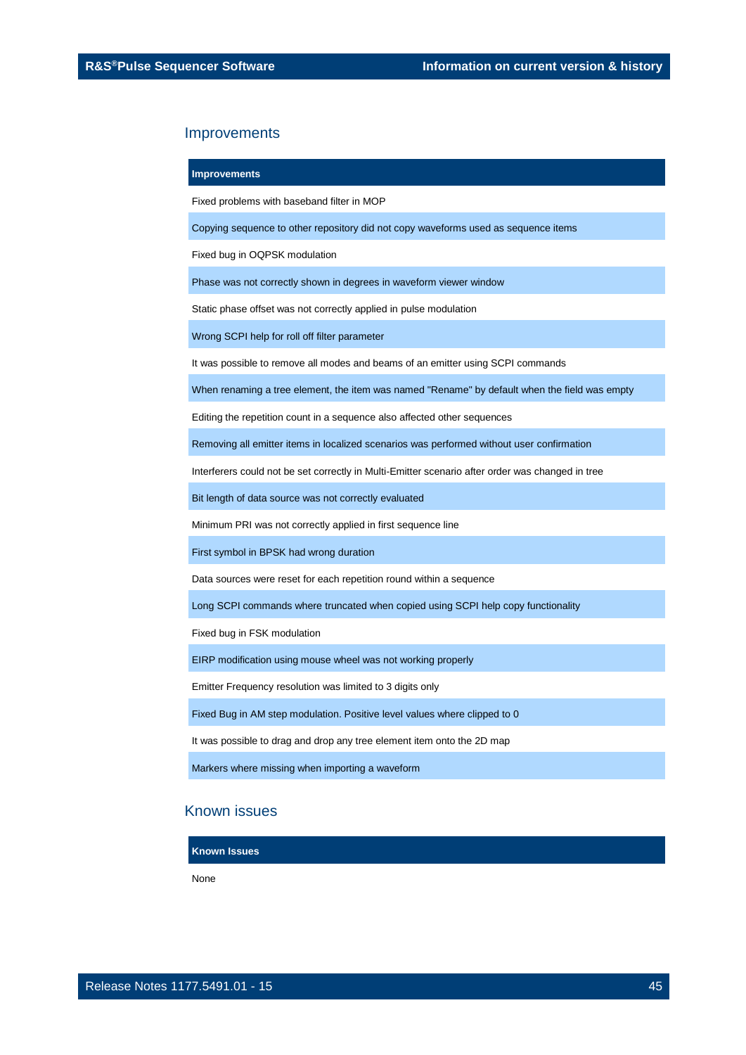## Improvements

| Improvements |
|---|
| Fixed problems with baseband filter in MOP |
| Copying sequence to other repository did not copy waveforms used as sequence items |
| Fixed bug in OQPSK modulation |
| Phase was not correctly shown in degrees in waveform viewer window |
| Static phase offset was not correctly applied in pulse modulation |
| Wrong SCPI help for roll off filter parameter |
| It was possible to remove all modes and beams of an emitter using SCPI commands |
| When renaming a tree element, the item was named "Rename" by default when the field was empty |
| Editing the repetition count in a sequence also affected other sequences |
| Removing all emitter items in localized scenarios was performed without user confirmation |
| Interferers could not be set correctly in Multi-Emitter scenario after order was changed in tree |
| Bit length of data source was not correctly evaluated |
| Minimum PRI was not correctly applied in first sequence line |
| First symbol in BPSK had wrong duration |
| Data sources were reset for each repetition round within a sequence |
| Long SCPI commands where truncated when copied using SCPI help copy functionality |
| Fixed bug in FSK modulation |
| EIRP modification using mouse wheel was not working properly |
| Emitter Frequency resolution was limited to 3 digits only |
| Fixed Bug in AM step modulation. Positive level values where clipped to 0 |
| It was possible to drag and drop any tree element item onto the 2D map |
| Markers where missing when importing a waveform |

## Known issues

| Known Issues |
|---|
| None |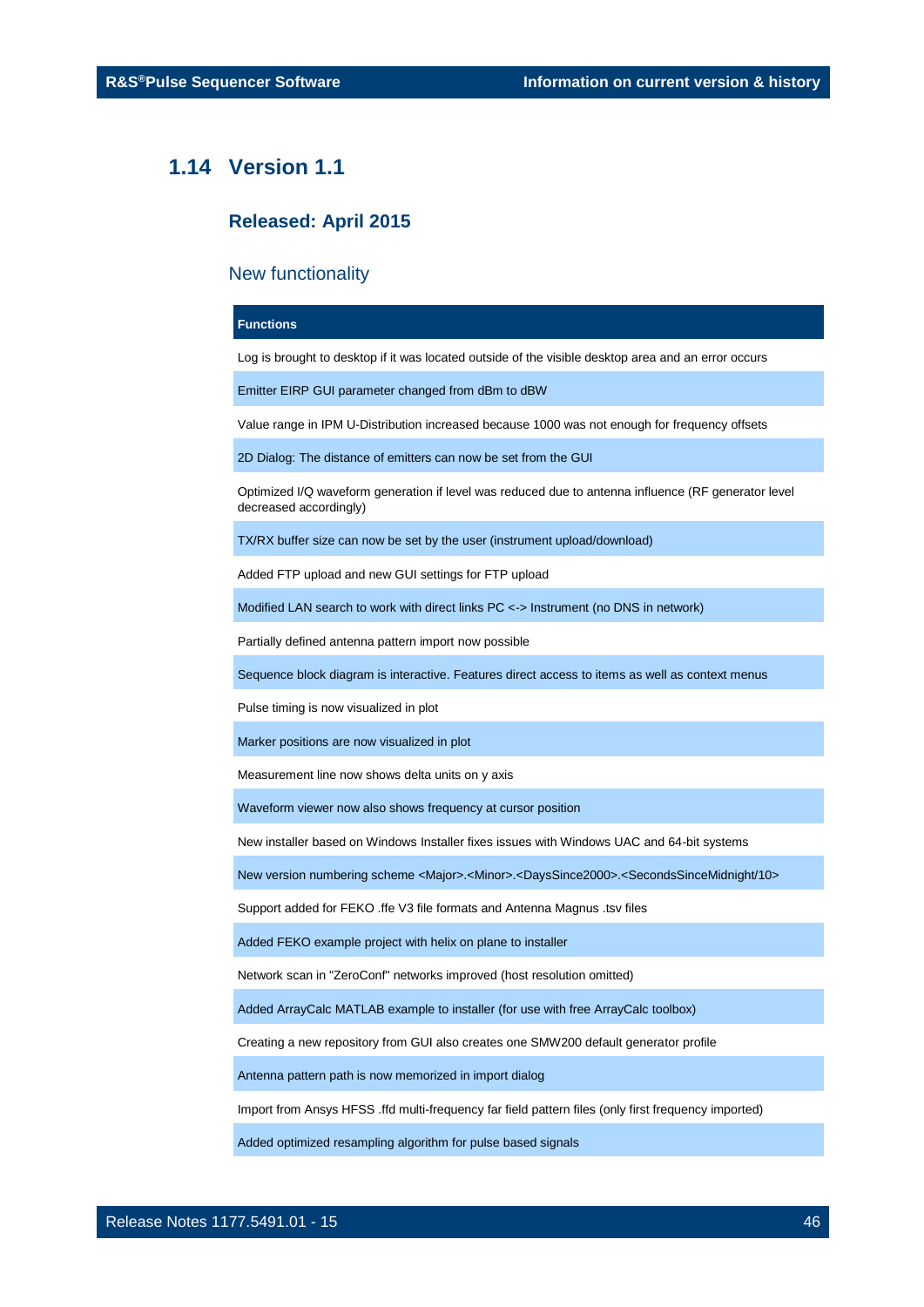## 1.14 Version 1.1

### Released: April 2015

### New functionality

| Functions |
| --- |
| Log is brought to desktop if it was located outside of the visible desktop area and an error occurs |
| Emitter EIRP GUI parameter changed from dBm to dBW |
| Value range in IPM U-Distribution increased because 1000 was not enough for frequency offsets |
| 2D Dialog: The distance of emitters can now be set from the GUI |
| Optimized I/Q waveform generation if level was reduced due to antenna influence (RF generator level decreased accordingly) |
| TX/RX buffer size can now be set by the user (instrument upload/download) |
| Added FTP upload and new GUI settings for FTP upload |
| Modified LAN search to work with direct links PC <-> Instrument (no DNS in network) |
| Partially defined antenna pattern import now possible |
| Sequence block diagram is interactive. Features direct access to items as well as context menus |
| Pulse timing is now visualized in plot |
| Marker positions are now visualized in plot |
| Measurement line now shows delta units on y axis |
| Waveform viewer now also shows frequency at cursor position |
| New installer based on Windows Installer fixes issues with Windows UAC and 64-bit systems |
| New version numbering scheme <Major>.<Minor>.<DaysSince2000>.<SecondsSinceMidnight/10> |
| Support added for FEKO .ffe V3 file formats and Antenna Magnus .tsv files |
| Added FEKO example project with helix on plane to installer |
| Network scan in "ZeroConf" networks improved (host resolution omitted) |
| Added ArrayCalc MATLAB example to installer (for use with free ArrayCalc toolbox) |
| Creating a new repository from GUI also creates one SMW200 default generator profile |
| Antenna pattern path is now memorized in import dialog |
| Import from Ansys HFSS .ffd multi-frequency far field pattern files (only first frequency imported) |
| Added optimized resampling algorithm for pulse based signals |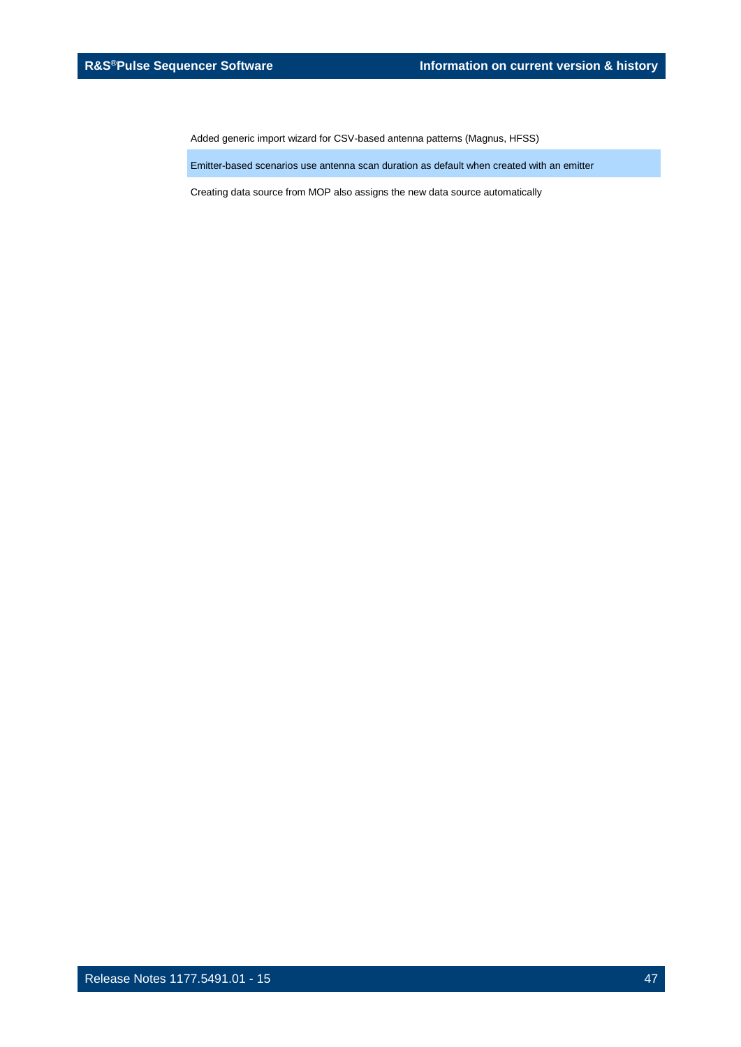Added generic import wizard for CSV-based antenna patterns (Magnus, HFSS)

Emitter-based scenarios use antenna scan duration as default when created with an emitter

Creating data source from MOP also assigns the new data source automatically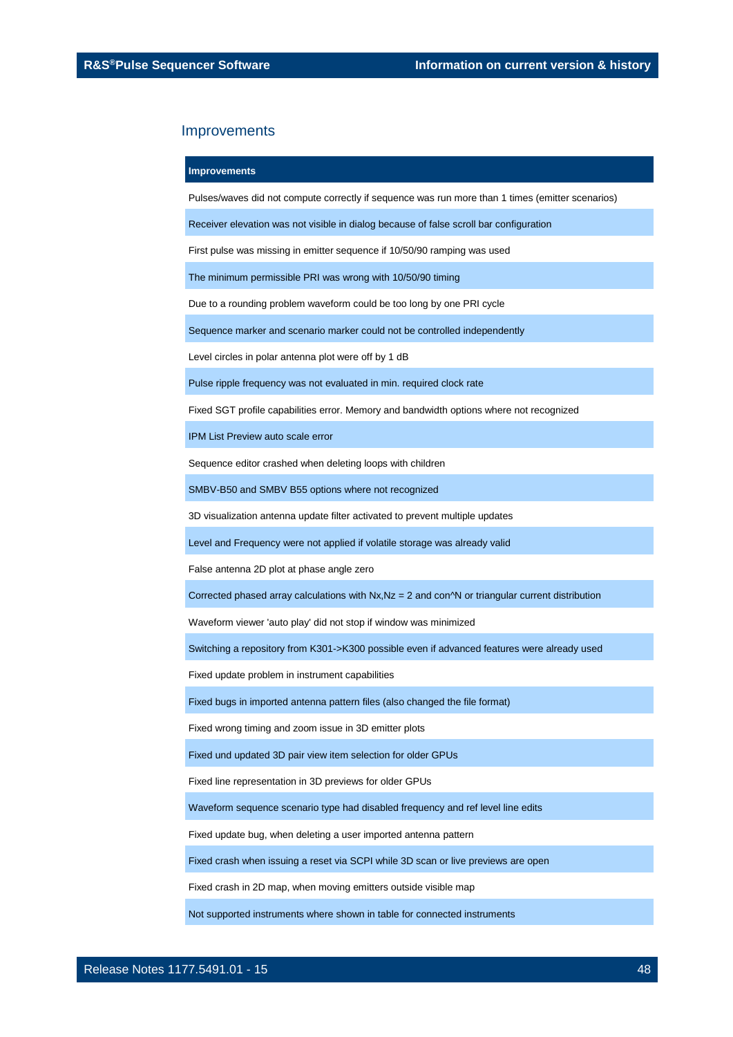## Improvements

| Improvements |
| --- |
| Pulses/waves did not compute correctly if sequence was run more than 1 times (emitter scenarios) |
| Receiver elevation was not visible in dialog because of false scroll bar configuration |
| First pulse was missing in emitter sequence if 10/50/90 ramping was used |
| The minimum permissible PRI was wrong with 10/50/90 timing |
| Due to a rounding problem waveform could be too long by one PRI cycle |
| Sequence marker and scenario marker could not be controlled independently |
| Level circles in polar antenna plot were off by 1 dB |
| Pulse ripple frequency was not evaluated in min. required clock rate |
| Fixed SGT profile capabilities error. Memory and bandwidth options where not recognized |
| IPM List Preview auto scale error |
| Sequence editor crashed when deleting loops with children |
| SMBV-B50 and SMBV B55 options where not recognized |
| 3D visualization antenna update filter activated to prevent multiple updates |
| Level and Frequency were not applied if volatile storage was already valid |
| False antenna 2D plot at phase angle zero |
| Corrected phased array calculations with Nx,Nz = 2 and con^N or triangular current distribution |
| Waveform viewer 'auto play' did not stop if window was minimized |
| Switching a repository from K301->K300 possible even if advanced features were already used |
| Fixed update problem in instrument capabilities |
| Fixed bugs in imported antenna pattern files (also changed the file format) |
| Fixed wrong timing and zoom issue in 3D emitter plots |
| Fixed und updated 3D pair view item selection for older GPUs |
| Fixed line representation in 3D previews for older GPUs |
| Waveform sequence scenario type had disabled frequency and ref level line edits |
| Fixed update bug, when deleting a user imported antenna pattern |
| Fixed crash when issuing a reset via SCPI while 3D scan or live previews are open |
| Fixed crash in 2D map, when moving emitters outside visible map |
| Not supported instruments where shown in table for connected instruments |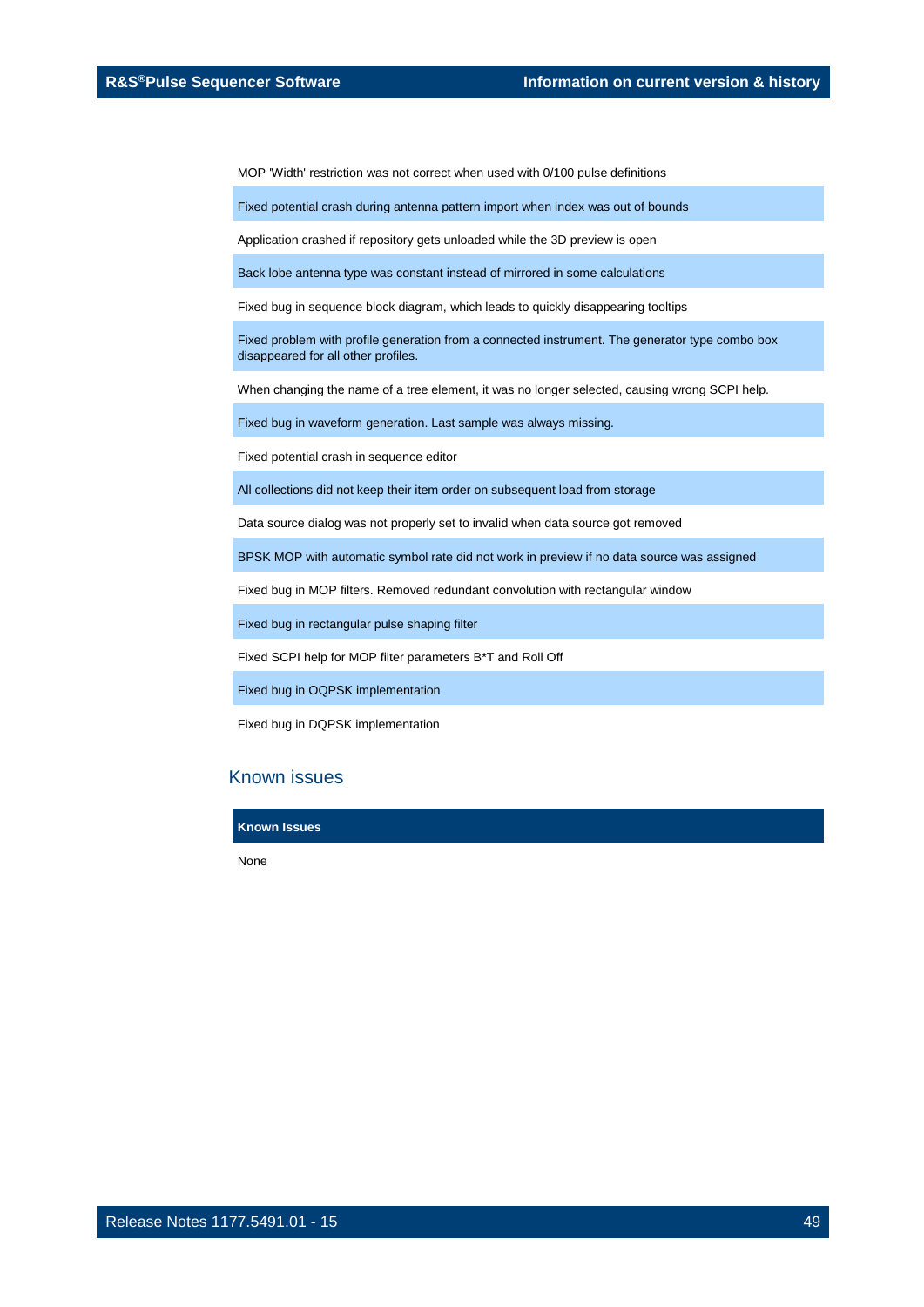| |
|---|
| MOP 'Width' restriction was not correct when used with 0/100 pulse definitions |
| Fixed potential crash during antenna pattern import when index was out of bounds |
| Application crashed if repository gets unloaded while the 3D preview is open |
| Back lobe antenna type was constant instead of mirrored in some calculations |
| Fixed bug in sequence block diagram, which leads to quickly disappearing tooltips |
| Fixed problem with profile generation from a connected instrument. The generator type combo box disappeared for all other profiles. |
| When changing the name of a tree element, it was no longer selected, causing wrong SCPI help. |
| Fixed bug in waveform generation. Last sample was always missing. |
| Fixed potential crash in sequence editor |
| All collections did not keep their item order on subsequent load from storage |
| Data source dialog was not properly set to invalid when data source got removed |
| BPSK MOP with automatic symbol rate did not work in preview if no data source was assigned |
| Fixed bug in MOP filters. Removed redundant convolution with rectangular window |
| Fixed bug in rectangular pulse shaping filter |
| Fixed SCPI help for MOP filter parameters B*T and Roll Off |
| Fixed bug in OQPSK implementation |
| Fixed bug in DQPSK implementation |

## Known issues

| Known Issues |
|---|
| None |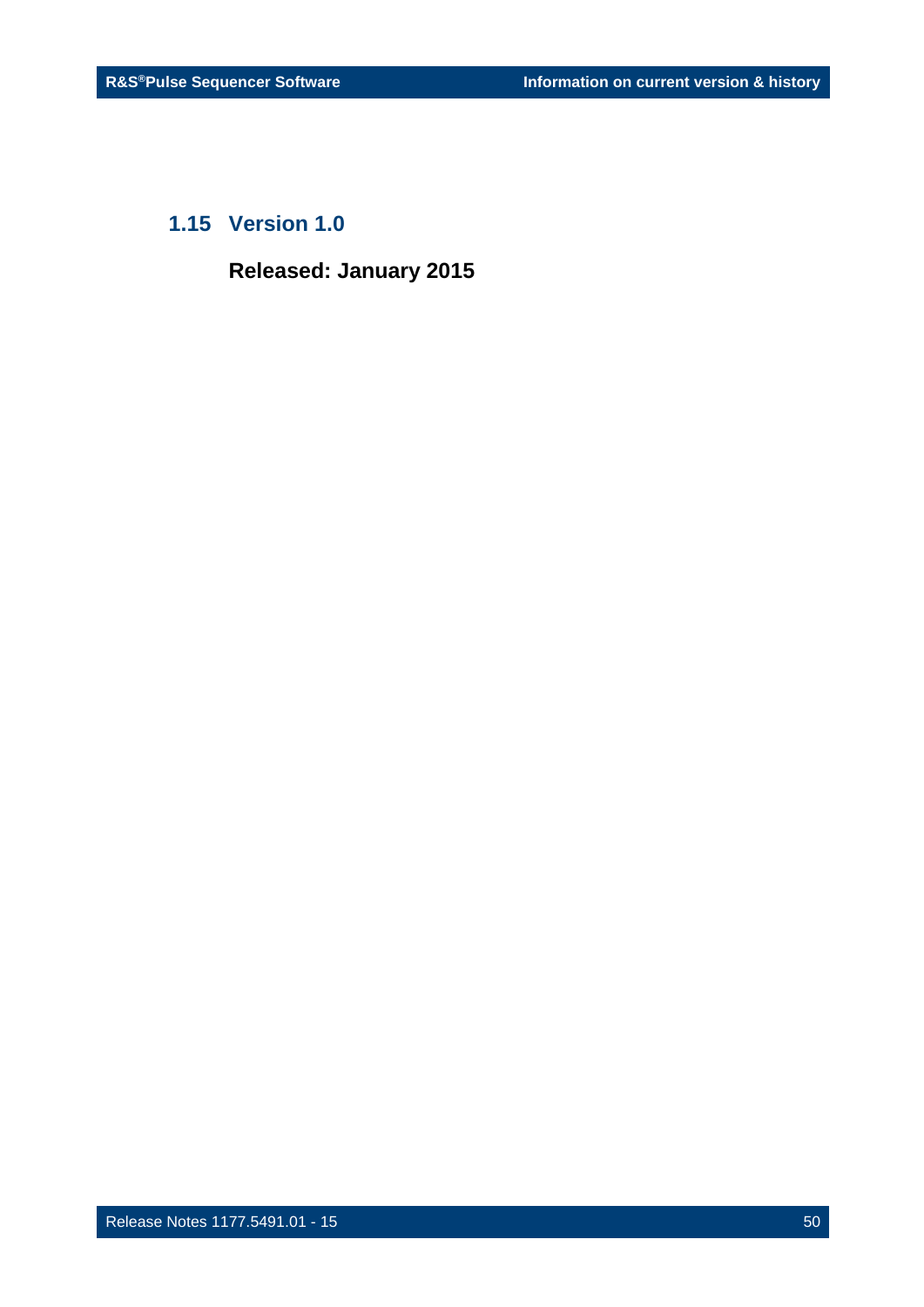## 1.15 Version 1.0

**Released: January 2015**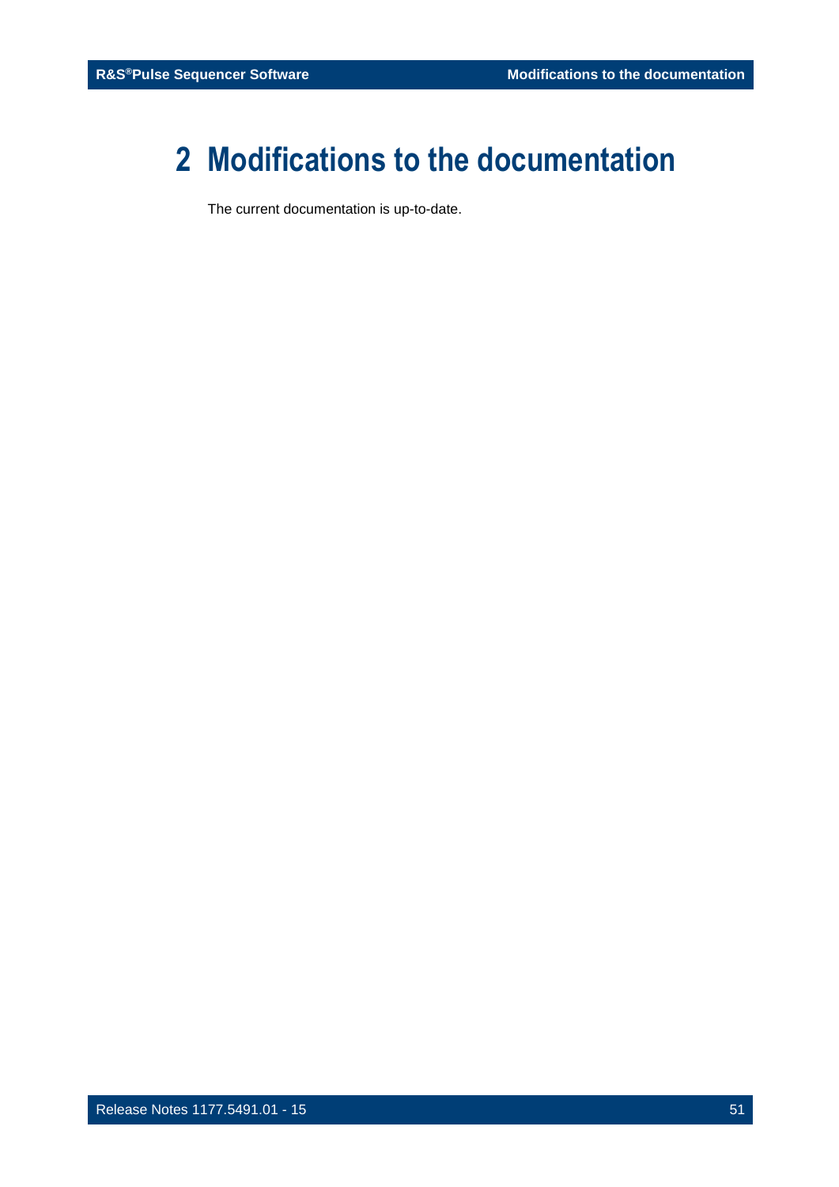# 2 Modifications to the documentation

The current documentation is up-to-date.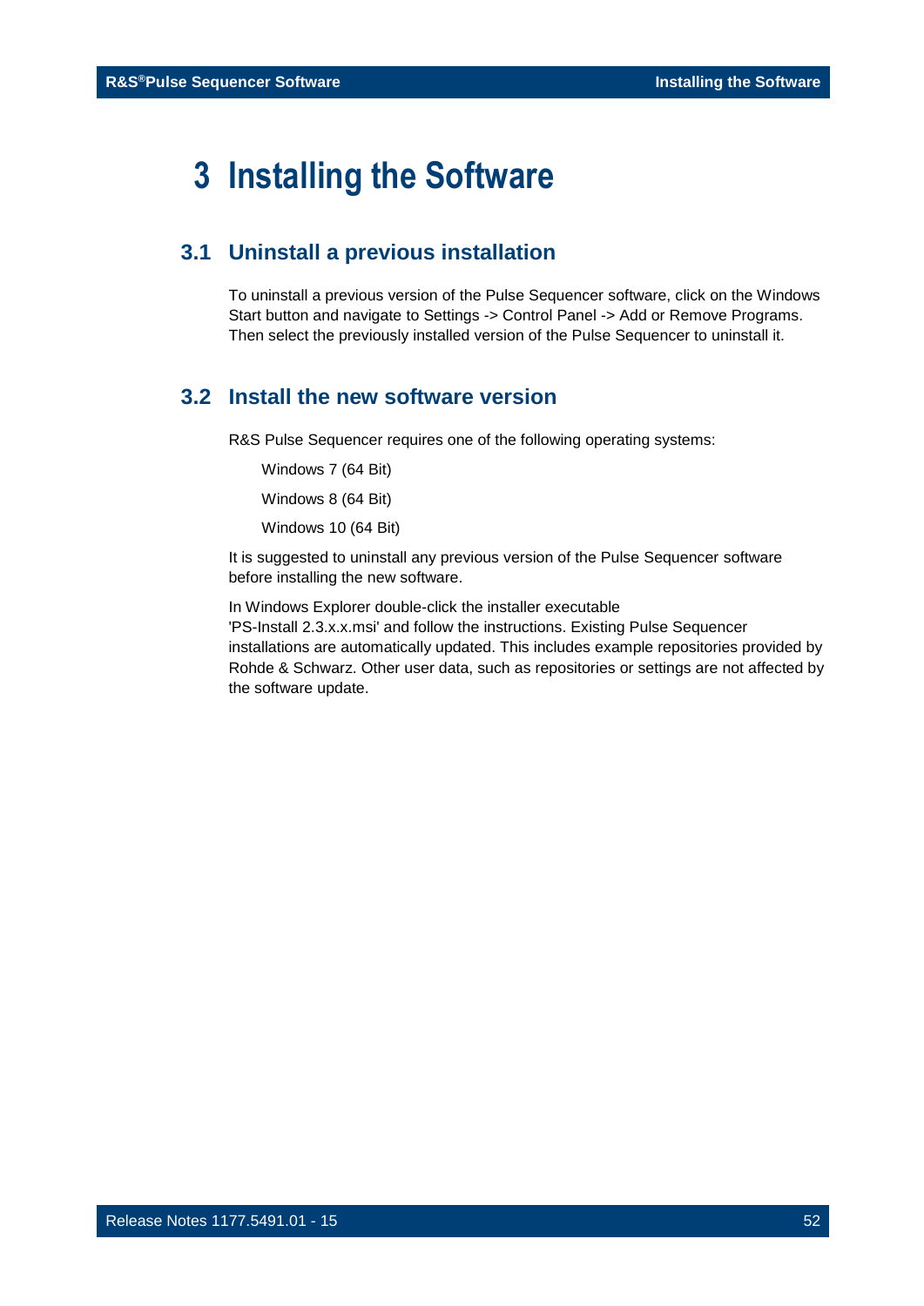# 3 Installing the Software

## 3.1 Uninstall a previous installation

To uninstall a previous version of the Pulse Sequencer software, click on the Windows Start button and navigate to Settings -> Control Panel -> Add or Remove Programs. Then select the previously installed version of the Pulse Sequencer to uninstall it.

## 3.2 Install the new software version

R&S Pulse Sequencer requires one of the following operating systems:

Windows 7 (64 Bit)

Windows 8 (64 Bit)

Windows 10 (64 Bit)

It is suggested to uninstall any previous version of the Pulse Sequencer software before installing the new software.

In Windows Explorer double-click the installer executable 'PS-Install 2.3.x.x.msi' and follow the instructions. Existing Pulse Sequencer installations are automatically updated. This includes example repositories provided by Rohde & Schwarz. Other user data, such as repositories or settings are not affected by the software update.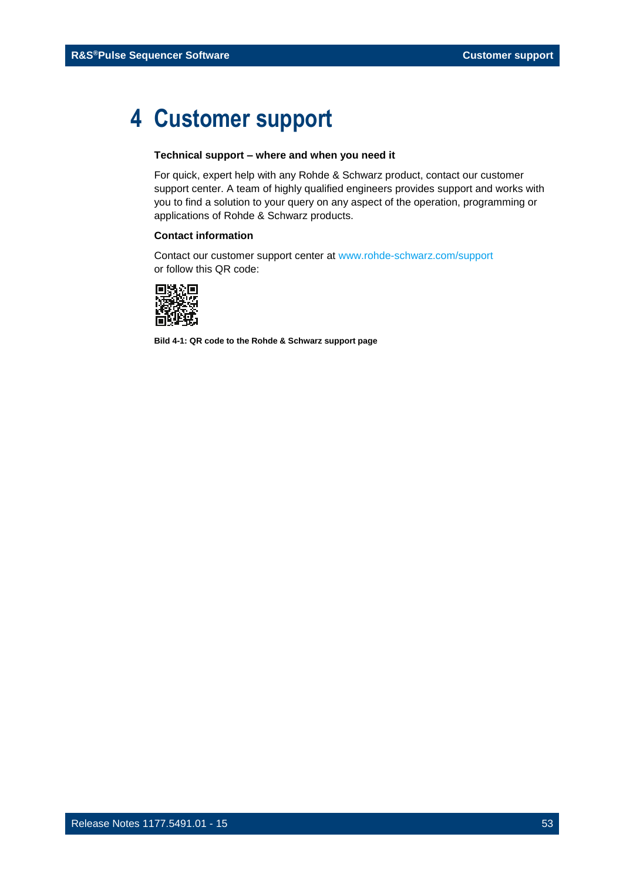# 4 Customer support

**Technical support – where and when you need it**

For quick, expert help with any Rohde & Schwarz product, contact our customer support center. A team of highly qualified engineers provides support and works with you to find a solution to your query on any aspect of the operation, programming or applications of Rohde & Schwarz products.

**Contact information**

Contact our customer support center at www.rohde-schwarz.com/support or follow this QR code:

**Bild 4-1: QR code to the Rohde & Schwarz support page**